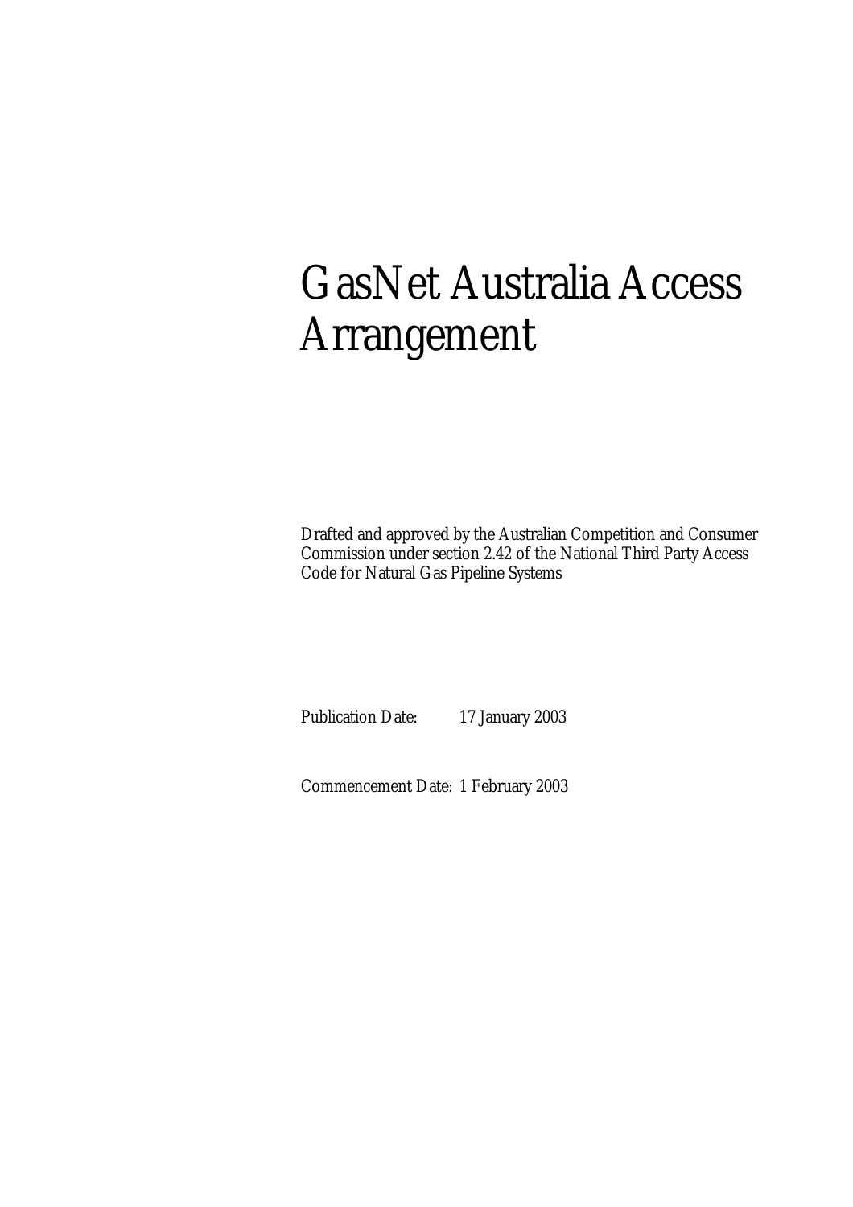# GasNet Australia Access Arrangement

Drafted and approved by the Australian Competition and Consumer Commission under section 2.42 of the National Third Party Access Code for Natural Gas Pipeline Systems

Publication Date: 17 January 2003

Commencement Date: 1 February 2003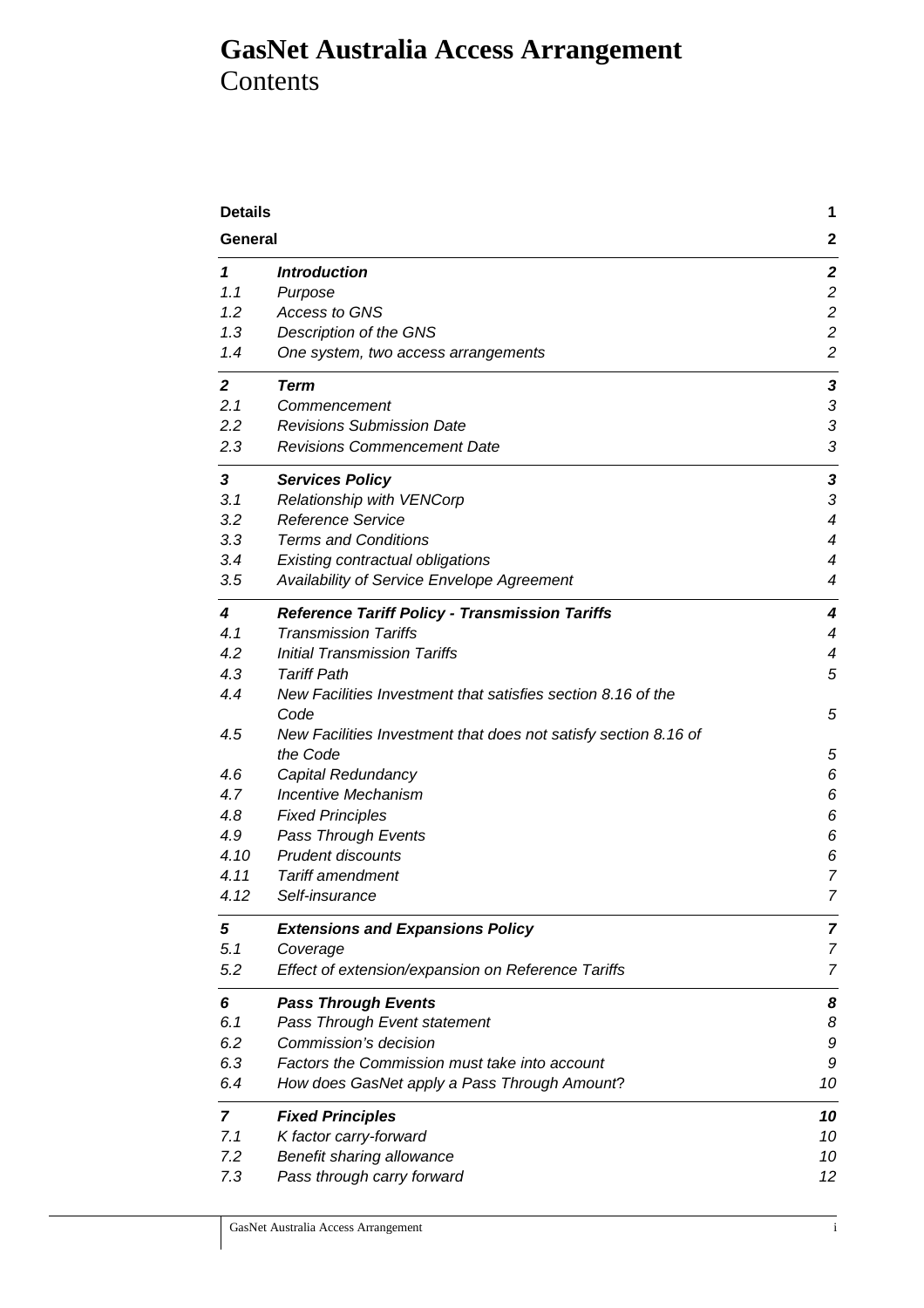# GasNet Australia Access Arrangement
Contents

| | | |
|---|---|---|
| **Details** | | **1** |
| **General** | | **2** |
| ***1*** | ***Introduction*** | ***2*** |
| *1.1* | *Purpose* | *2* |
| *1.2* | *Access to GNS* | *2* |
| *1.3* | *Description of the GNS* | *2* |
| *1.4* | *One system, two access arrangements* | *2* |
| ***2*** | ***Term*** | ***3*** |
| *2.1* | *Commencement* | *3* |
| *2.2* | *Revisions Submission Date* | *3* |
| *2.3* | *Revisions Commencement Date* | *3* |
| ***3*** | ***Services Policy*** | ***3*** |
| *3.1* | *Relationship with VENCorp* | *3* |
| *3.2* | *Reference Service* | *4* |
| *3.3* | *Terms and Conditions* | *4* |
| *3.4* | *Existing contractual obligations* | *4* |
| *3.5* | *Availability of Service Envelope Agreement* | *4* |
| ***4*** | ***Reference Tariff Policy - Transmission Tariffs*** | ***4*** |
| *4.1* | *Transmission Tariffs* | *4* |
| *4.2* | *Initial Transmission Tariffs* | *4* |
| *4.3* | *Tariff Path* | *5* |
| *4.4* | *New Facilities Investment that satisfies section 8.16 of the Code* | *5* |
| *4.5* | *New Facilities Investment that does not satisfy section 8.16 of the Code* | *5* |
| *4.6* | *Capital Redundancy* | *6* |
| *4.7* | *Incentive Mechanism* | *6* |
| *4.8* | *Fixed Principles* | *6* |
| *4.9* | *Pass Through Events* | *6* |
| *4.10* | *Prudent discounts* | *6* |
| *4.11* | *Tariff amendment* | *7* |
| *4.12* | *Self-insurance* | *7* |
| ***5*** | ***Extensions and Expansions Policy*** | ***7*** |
| *5.1* | *Coverage* | *7* |
| *5.2* | *Effect of extension/expansion on Reference Tariffs* | *7* |
| ***6*** | ***Pass Through Events*** | ***8*** |
| *6.1* | *Pass Through Event statement* | *8* |
| *6.2* | *Commission's decision* | *9* |
| *6.3* | *Factors the Commission must take into account* | *9* |
| *6.4* | *How does GasNet apply a Pass Through Amount?* | *10* |
| ***7*** | ***Fixed Principles*** | ***10*** |
| *7.1* | *K factor carry-forward* | *10* |
| *7.2* | *Benefit sharing allowance* | *10* |
| *7.3* | *Pass through carry forward* | *12* |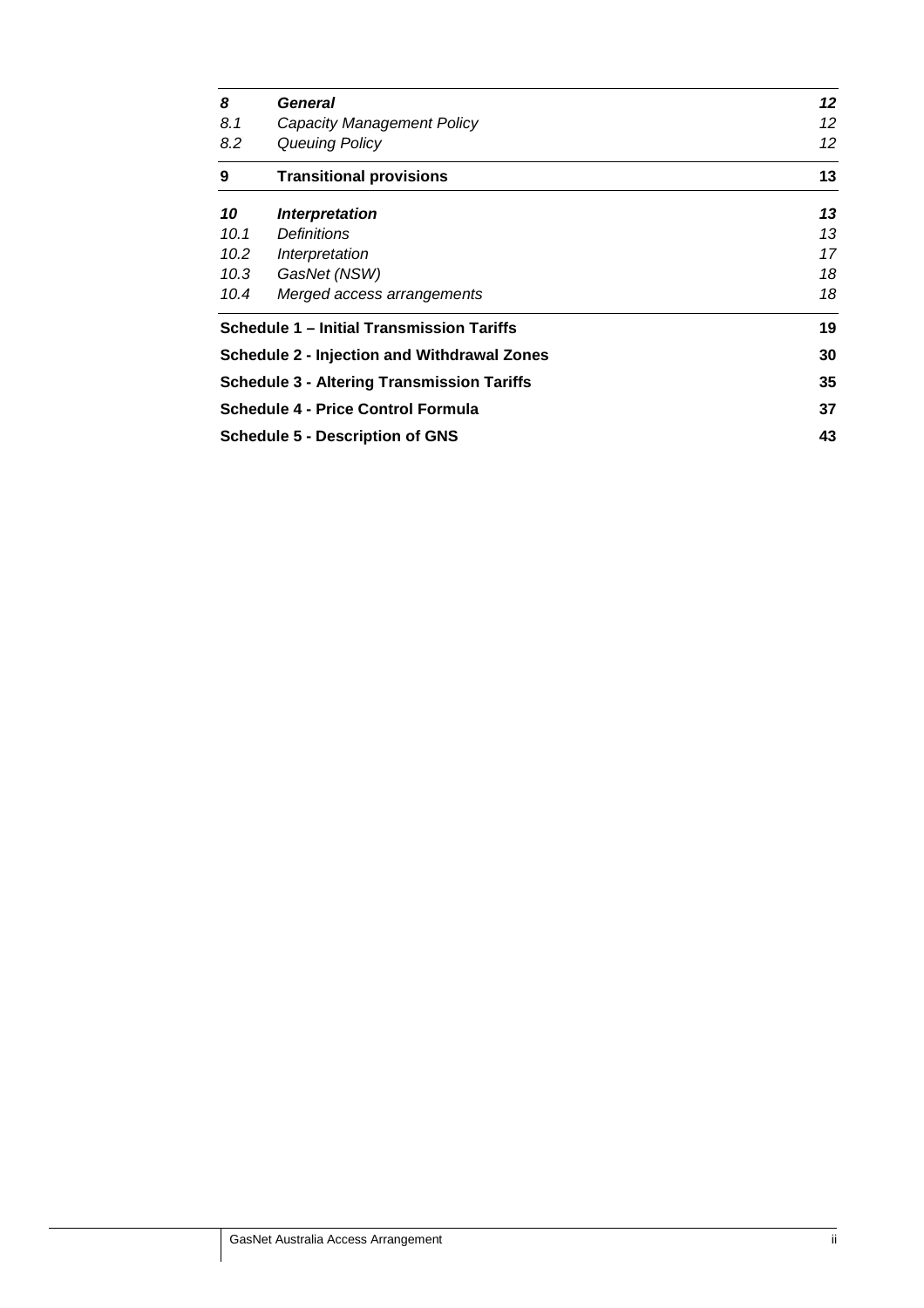| | | |
|---|---|---|
| ***8*** | ***General*** | ***12*** |
| *8.1* | *Capacity Management Policy* | *12* |
| *8.2* | *Queuing Policy* | *12* |
| **9** | **Transitional provisions** | **13** |
| ***10*** | ***Interpretation*** | ***13*** |
| *10.1* | *Definitions* | *13* |
| *10.2* | *Interpretation* | *17* |
| *10.3* | *GasNet (NSW)* | *18* |
| *10.4* | *Merged access arrangements* | *18* |
| **Schedule 1 – Initial Transmission Tariffs** | | **19** |
| **Schedule 2 - Injection and Withdrawal Zones** | | **30** |
| **Schedule 3 - Altering Transmission Tariffs** | | **35** |
| **Schedule 4 - Price Control Formula** | | **37** |
| **Schedule 5 - Description of GNS** | | **43** |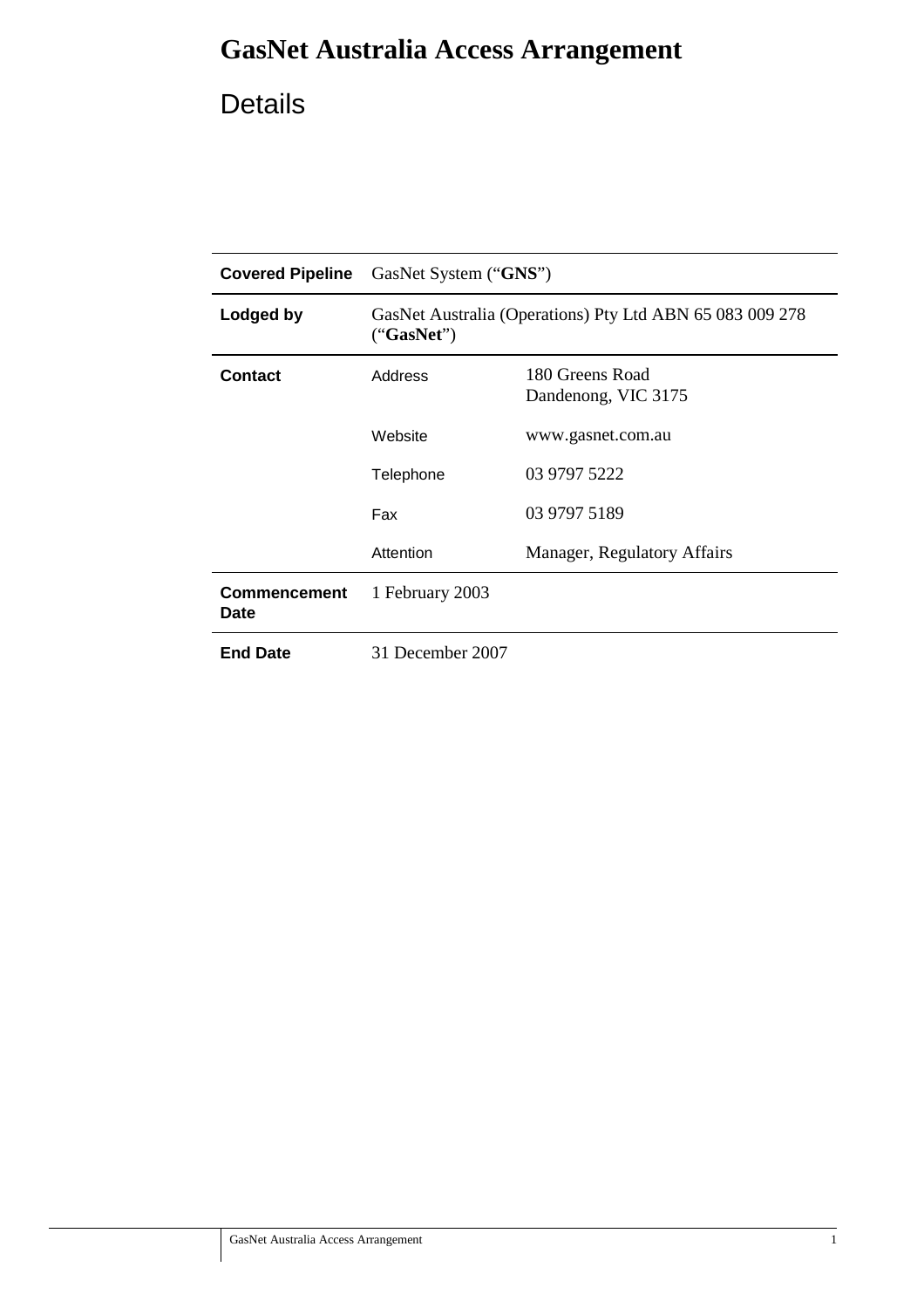# GasNet Australia Access Arrangement

## Details

| | | |
|---|---|---|
| **Covered Pipeline** | GasNet System ("**GNS**") | |
| **Lodged by** | GasNet Australia (Operations) Pty Ltd ABN 65 083 009 278 ("**GasNet**") | |
| **Contact** | Address | 180 Greens Road<br>Dandenong, VIC 3175 |
| | Website | www.gasnet.com.au |
| | Telephone | 03 9797 5222 |
| | Fax | 03 9797 5189 |
| | Attention | Manager, Regulatory Affairs |
| **Commencement Date** | 1 February 2003 | |
| **End Date** | 31 December 2007 | |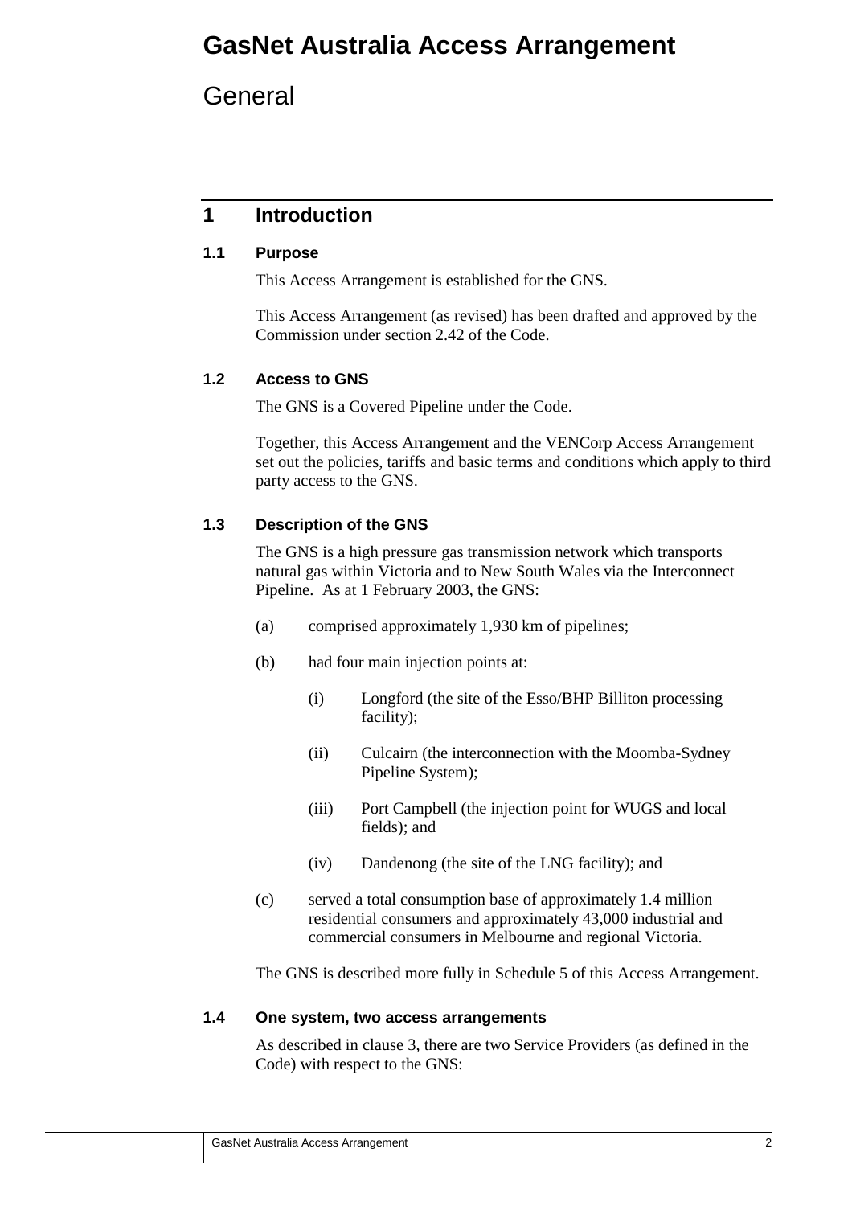# GasNet Australia Access Arrangement

## General

## 1 Introduction

### 1.1 Purpose

This Access Arrangement is established for the GNS.

This Access Arrangement (as revised) has been drafted and approved by the Commission under section 2.42 of the Code.

### 1.2 Access to GNS

The GNS is a Covered Pipeline under the Code.

Together, this Access Arrangement and the VENCorp Access Arrangement set out the policies, tariffs and basic terms and conditions which apply to third party access to the GNS.

### 1.3 Description of the GNS

The GNS is a high pressure gas transmission network which transports natural gas within Victoria and to New South Wales via the Interconnect Pipeline. As at 1 February 2003, the GNS:

(a) comprised approximately 1,930 km of pipelines;

(b) had four main injection points at:

  (i) Longford (the site of the Esso/BHP Billiton processing facility);

  (ii) Culcairn (the interconnection with the Moomba-Sydney Pipeline System);

  (iii) Port Campbell (the injection point for WUGS and local fields); and

  (iv) Dandenong (the site of the LNG facility); and

(c) served a total consumption base of approximately 1.4 million residential consumers and approximately 43,000 industrial and commercial consumers in Melbourne and regional Victoria.

The GNS is described more fully in Schedule 5 of this Access Arrangement.

### 1.4 One system, two access arrangements

As described in clause 3, there are two Service Providers (as defined in the Code) with respect to the GNS: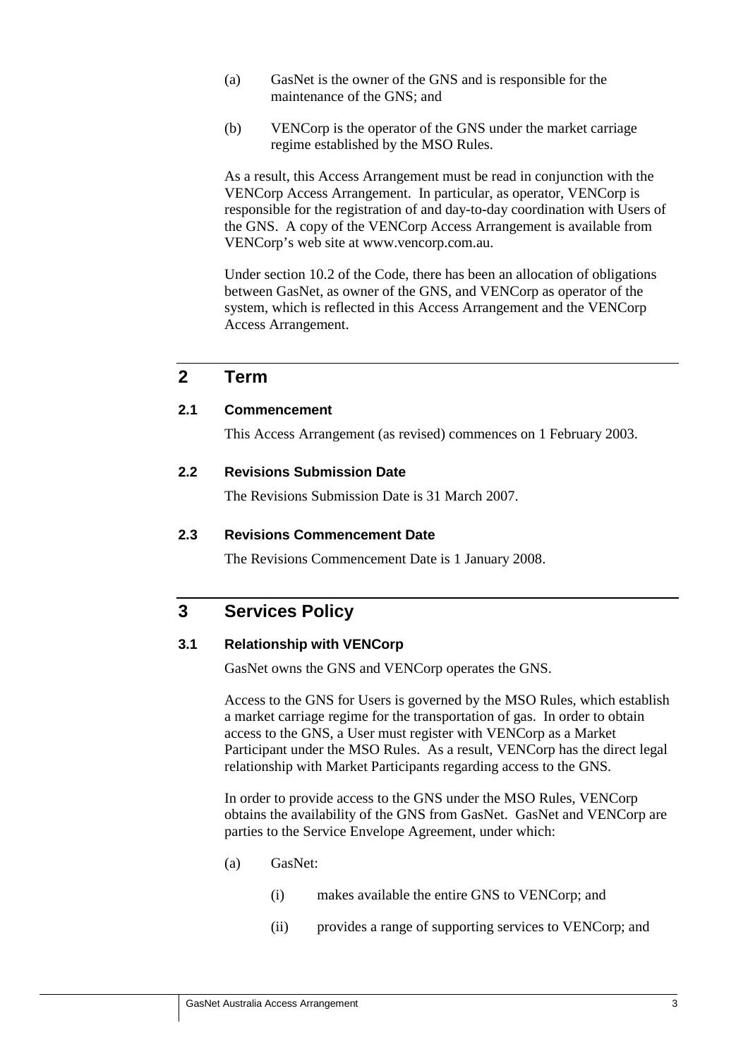(a) GasNet is the owner of the GNS and is responsible for the maintenance of the GNS; and

(b) VENCorp is the operator of the GNS under the market carriage regime established by the MSO Rules.

As a result, this Access Arrangement must be read in conjunction with the VENCorp Access Arrangement. In particular, as operator, VENCorp is responsible for the registration of and day-to-day coordination with Users of the GNS. A copy of the VENCorp Access Arrangement is available from VENCorp's web site at www.vencorp.com.au.

Under section 10.2 of the Code, there has been an allocation of obligations between GasNet, as owner of the GNS, and VENCorp as operator of the system, which is reflected in this Access Arrangement and the VENCorp Access Arrangement.

## 2 Term

### 2.1 Commencement

This Access Arrangement (as revised) commences on 1 February 2003.

### 2.2 Revisions Submission Date

The Revisions Submission Date is 31 March 2007.

### 2.3 Revisions Commencement Date

The Revisions Commencement Date is 1 January 2008.

## 3 Services Policy

### 3.1 Relationship with VENCorp

GasNet owns the GNS and VENCorp operates the GNS.

Access to the GNS for Users is governed by the MSO Rules, which establish a market carriage regime for the transportation of gas. In order to obtain access to the GNS, a User must register with VENCorp as a Market Participant under the MSO Rules. As a result, VENCorp has the direct legal relationship with Market Participants regarding access to the GNS.

In order to provide access to the GNS under the MSO Rules, VENCorp obtains the availability of the GNS from GasNet. GasNet and VENCorp are parties to the Service Envelope Agreement, under which:

(a) GasNet:

(i) makes available the entire GNS to VENCorp; and

(ii) provides a range of supporting services to VENCorp; and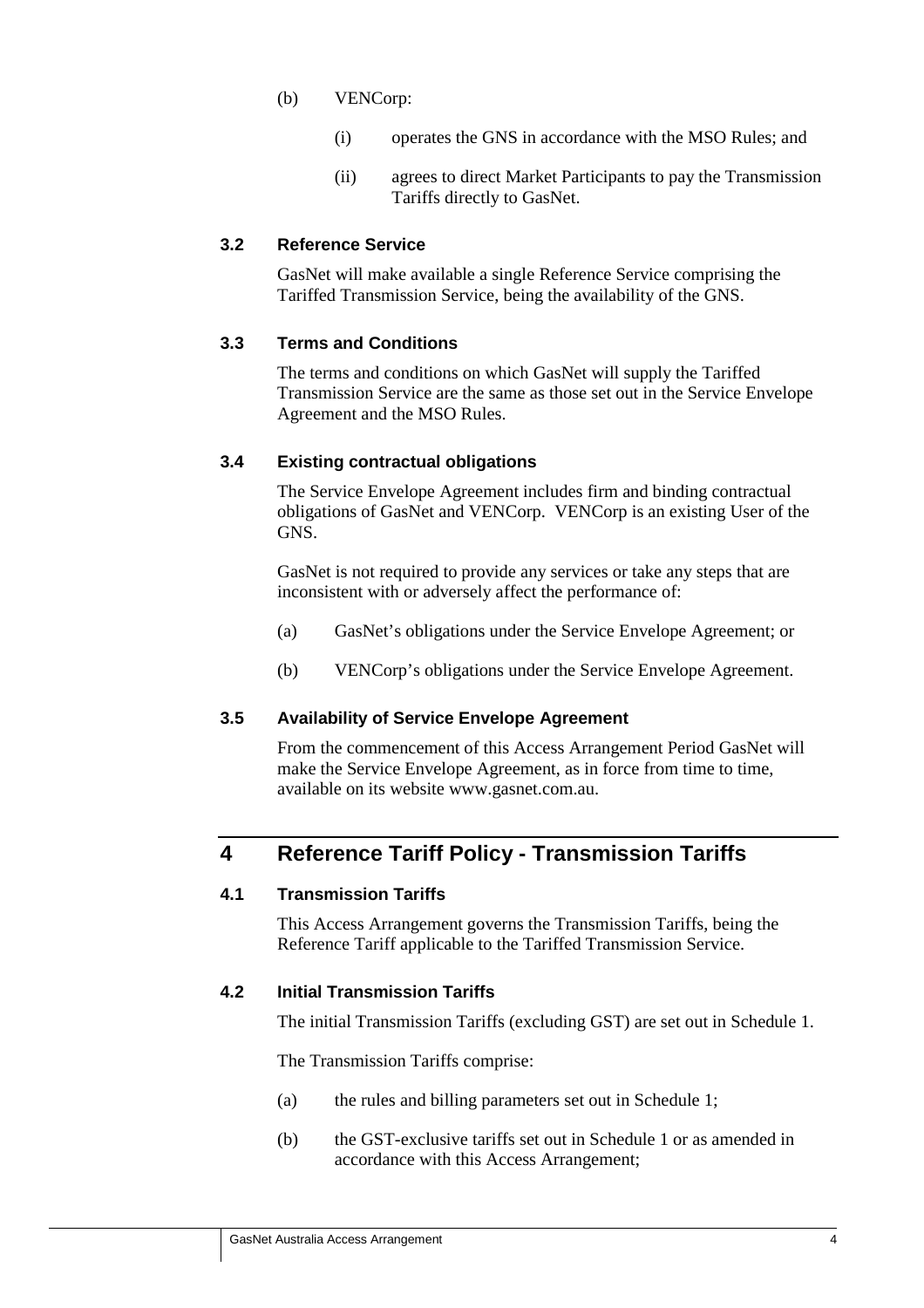(b) VENCorp:

   (i) operates the GNS in accordance with the MSO Rules; and

   (ii) agrees to direct Market Participants to pay the Transmission Tariffs directly to GasNet.

### 3.2 Reference Service

GasNet will make available a single Reference Service comprising the Tariffed Transmission Service, being the availability of the GNS.

### 3.3 Terms and Conditions

The terms and conditions on which GasNet will supply the Tariffed Transmission Service are the same as those set out in the Service Envelope Agreement and the MSO Rules.

### 3.4 Existing contractual obligations

The Service Envelope Agreement includes firm and binding contractual obligations of GasNet and VENCorp. VENCorp is an existing User of the GNS.

GasNet is not required to provide any services or take any steps that are inconsistent with or adversely affect the performance of:

(a) GasNet's obligations under the Service Envelope Agreement; or

(b) VENCorp's obligations under the Service Envelope Agreement.

### 3.5 Availability of Service Envelope Agreement

From the commencement of this Access Arrangement Period GasNet will make the Service Envelope Agreement, as in force from time to time, available on its website www.gasnet.com.au.

## 4 Reference Tariff Policy - Transmission Tariffs

### 4.1 Transmission Tariffs

This Access Arrangement governs the Transmission Tariffs, being the Reference Tariff applicable to the Tariffed Transmission Service.

### 4.2 Initial Transmission Tariffs

The initial Transmission Tariffs (excluding GST) are set out in Schedule 1.

The Transmission Tariffs comprise:

(a) the rules and billing parameters set out in Schedule 1;

(b) the GST-exclusive tariffs set out in Schedule 1 or as amended in accordance with this Access Arrangement;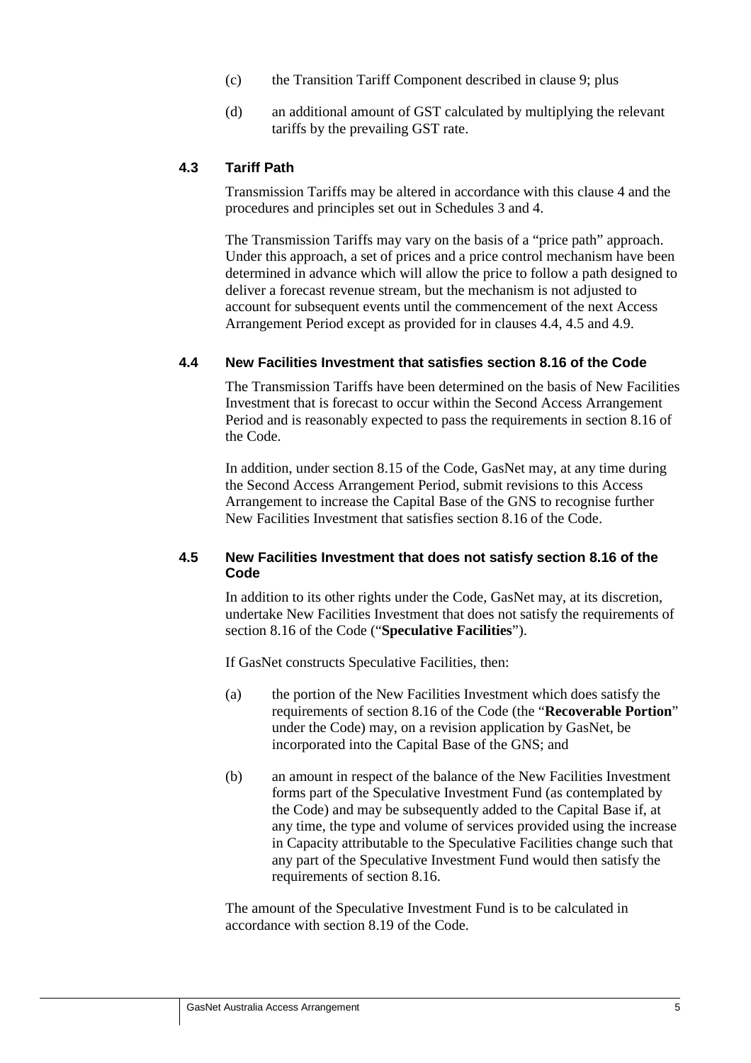(c) the Transition Tariff Component described in clause 9; plus

(d) an additional amount of GST calculated by multiplying the relevant tariffs by the prevailing GST rate.

### 4.3 Tariff Path

Transmission Tariffs may be altered in accordance with this clause 4 and the procedures and principles set out in Schedules 3 and 4.

The Transmission Tariffs may vary on the basis of a "price path" approach. Under this approach, a set of prices and a price control mechanism have been determined in advance which will allow the price to follow a path designed to deliver a forecast revenue stream, but the mechanism is not adjusted to account for subsequent events until the commencement of the next Access Arrangement Period except as provided for in clauses 4.4, 4.5 and 4.9.

### 4.4 New Facilities Investment that satisfies section 8.16 of the Code

The Transmission Tariffs have been determined on the basis of New Facilities Investment that is forecast to occur within the Second Access Arrangement Period and is reasonably expected to pass the requirements in section 8.16 of the Code.

In addition, under section 8.15 of the Code, GasNet may, at any time during the Second Access Arrangement Period, submit revisions to this Access Arrangement to increase the Capital Base of the GNS to recognise further New Facilities Investment that satisfies section 8.16 of the Code.

### 4.5 New Facilities Investment that does not satisfy section 8.16 of the Code

In addition to its other rights under the Code, GasNet may, at its discretion, undertake New Facilities Investment that does not satisfy the requirements of section 8.16 of the Code ("**Speculative Facilities**").

If GasNet constructs Speculative Facilities, then:

(a) the portion of the New Facilities Investment which does satisfy the requirements of section 8.16 of the Code (the "**Recoverable Portion**" under the Code) may, on a revision application by GasNet, be incorporated into the Capital Base of the GNS; and

(b) an amount in respect of the balance of the New Facilities Investment forms part of the Speculative Investment Fund (as contemplated by the Code) and may be subsequently added to the Capital Base if, at any time, the type and volume of services provided using the increase in Capacity attributable to the Speculative Facilities change such that any part of the Speculative Investment Fund would then satisfy the requirements of section 8.16.

The amount of the Speculative Investment Fund is to be calculated in accordance with section 8.19 of the Code.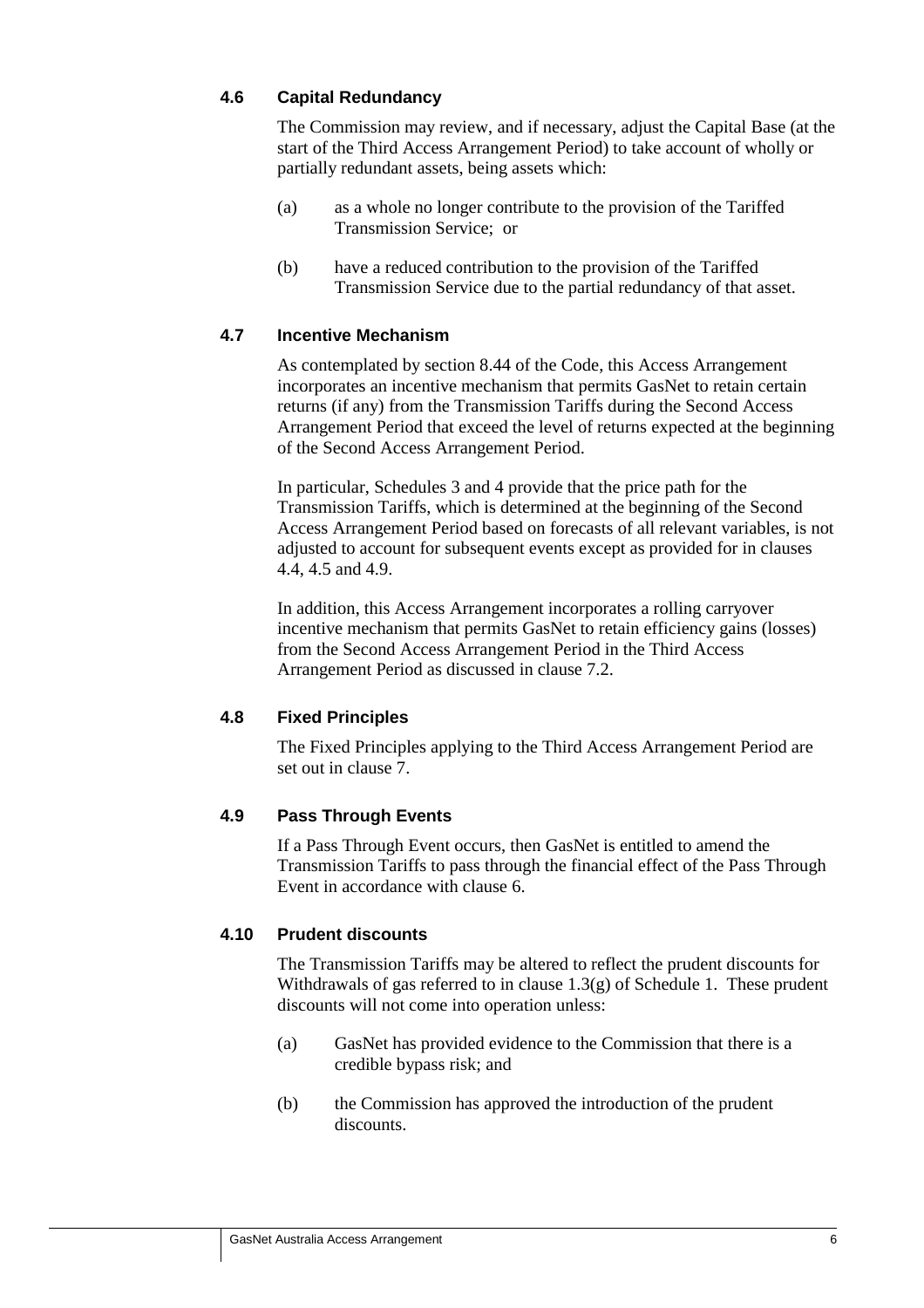### 4.6 Capital Redundancy

The Commission may review, and if necessary, adjust the Capital Base (at the start of the Third Access Arrangement Period) to take account of wholly or partially redundant assets, being assets which:

(a) as a whole no longer contribute to the provision of the Tariffed Transmission Service; or

(b) have a reduced contribution to the provision of the Tariffed Transmission Service due to the partial redundancy of that asset.

### 4.7 Incentive Mechanism

As contemplated by section 8.44 of the Code, this Access Arrangement incorporates an incentive mechanism that permits GasNet to retain certain returns (if any) from the Transmission Tariffs during the Second Access Arrangement Period that exceed the level of returns expected at the beginning of the Second Access Arrangement Period.

In particular, Schedules 3 and 4 provide that the price path for the Transmission Tariffs, which is determined at the beginning of the Second Access Arrangement Period based on forecasts of all relevant variables, is not adjusted to account for subsequent events except as provided for in clauses 4.4, 4.5 and 4.9.

In addition, this Access Arrangement incorporates a rolling carryover incentive mechanism that permits GasNet to retain efficiency gains (losses) from the Second Access Arrangement Period in the Third Access Arrangement Period as discussed in clause 7.2.

### 4.8 Fixed Principles

The Fixed Principles applying to the Third Access Arrangement Period are set out in clause 7.

### 4.9 Pass Through Events

If a Pass Through Event occurs, then GasNet is entitled to amend the Transmission Tariffs to pass through the financial effect of the Pass Through Event in accordance with clause 6.

### 4.10 Prudent discounts

The Transmission Tariffs may be altered to reflect the prudent discounts for Withdrawals of gas referred to in clause 1.3(g) of Schedule 1. These prudent discounts will not come into operation unless:

(a) GasNet has provided evidence to the Commission that there is a credible bypass risk; and

(b) the Commission has approved the introduction of the prudent discounts.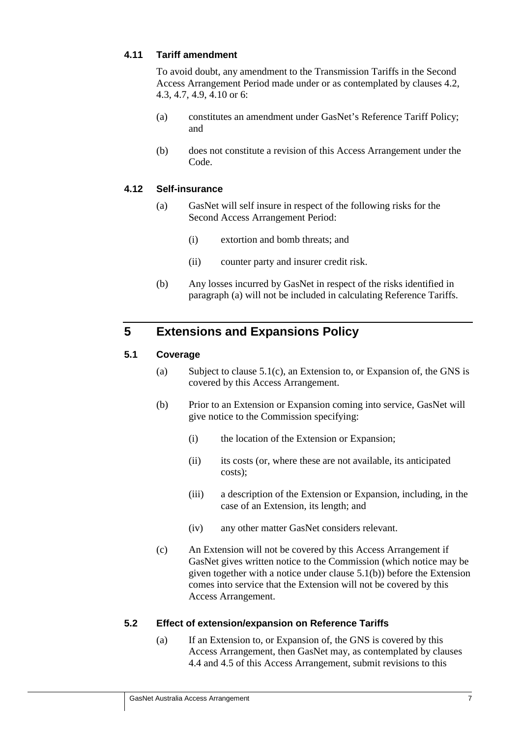### 4.11 Tariff amendment

To avoid doubt, any amendment to the Transmission Tariffs in the Second Access Arrangement Period made under or as contemplated by clauses 4.2, 4.3, 4.7, 4.9, 4.10 or 6:

(a) constitutes an amendment under GasNet's Reference Tariff Policy; and

(b) does not constitute a revision of this Access Arrangement under the Code.

### 4.12 Self-insurance

(a) GasNet will self insure in respect of the following risks for the Second Access Arrangement Period:

(i) extortion and bomb threats; and

(ii) counter party and insurer credit risk.

(b) Any losses incurred by GasNet in respect of the risks identified in paragraph (a) will not be included in calculating Reference Tariffs.

## 5 Extensions and Expansions Policy

### 5.1 Coverage

(a) Subject to clause 5.1(c), an Extension to, or Expansion of, the GNS is covered by this Access Arrangement.

(b) Prior to an Extension or Expansion coming into service, GasNet will give notice to the Commission specifying:

(i) the location of the Extension or Expansion;

(ii) its costs (or, where these are not available, its anticipated costs);

(iii) a description of the Extension or Expansion, including, in the case of an Extension, its length; and

(iv) any other matter GasNet considers relevant.

(c) An Extension will not be covered by this Access Arrangement if GasNet gives written notice to the Commission (which notice may be given together with a notice under clause 5.1(b)) before the Extension comes into service that the Extension will not be covered by this Access Arrangement.

### 5.2 Effect of extension/expansion on Reference Tariffs

(a) If an Extension to, or Expansion of, the GNS is covered by this Access Arrangement, then GasNet may, as contemplated by clauses 4.4 and 4.5 of this Access Arrangement, submit revisions to this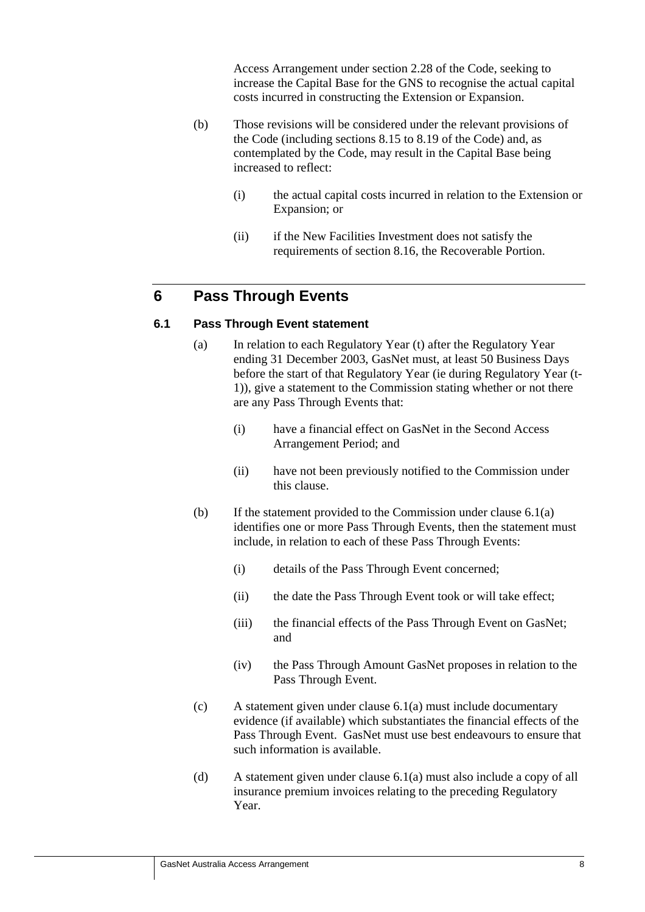Access Arrangement under section 2.28 of the Code, seeking to increase the Capital Base for the GNS to recognise the actual capital costs incurred in constructing the Extension or Expansion.

(b) Those revisions will be considered under the relevant provisions of the Code (including sections 8.15 to 8.19 of the Code) and, as contemplated by the Code, may result in the Capital Base being increased to reflect:

(i) the actual capital costs incurred in relation to the Extension or Expansion; or

(ii) if the New Facilities Investment does not satisfy the requirements of section 8.16, the Recoverable Portion.

# 6 Pass Through Events

## 6.1 Pass Through Event statement

(a) In relation to each Regulatory Year (t) after the Regulatory Year ending 31 December 2003, GasNet must, at least 50 Business Days before the start of that Regulatory Year (ie during Regulatory Year (t-1)), give a statement to the Commission stating whether or not there are any Pass Through Events that:

(i) have a financial effect on GasNet in the Second Access Arrangement Period; and

(ii) have not been previously notified to the Commission under this clause.

(b) If the statement provided to the Commission under clause 6.1(a) identifies one or more Pass Through Events, then the statement must include, in relation to each of these Pass Through Events:

(i) details of the Pass Through Event concerned;

(ii) the date the Pass Through Event took or will take effect;

(iii) the financial effects of the Pass Through Event on GasNet; and

(iv) the Pass Through Amount GasNet proposes in relation to the Pass Through Event.

(c) A statement given under clause 6.1(a) must include documentary evidence (if available) which substantiates the financial effects of the Pass Through Event. GasNet must use best endeavours to ensure that such information is available.

(d) A statement given under clause 6.1(a) must also include a copy of all insurance premium invoices relating to the preceding Regulatory Year.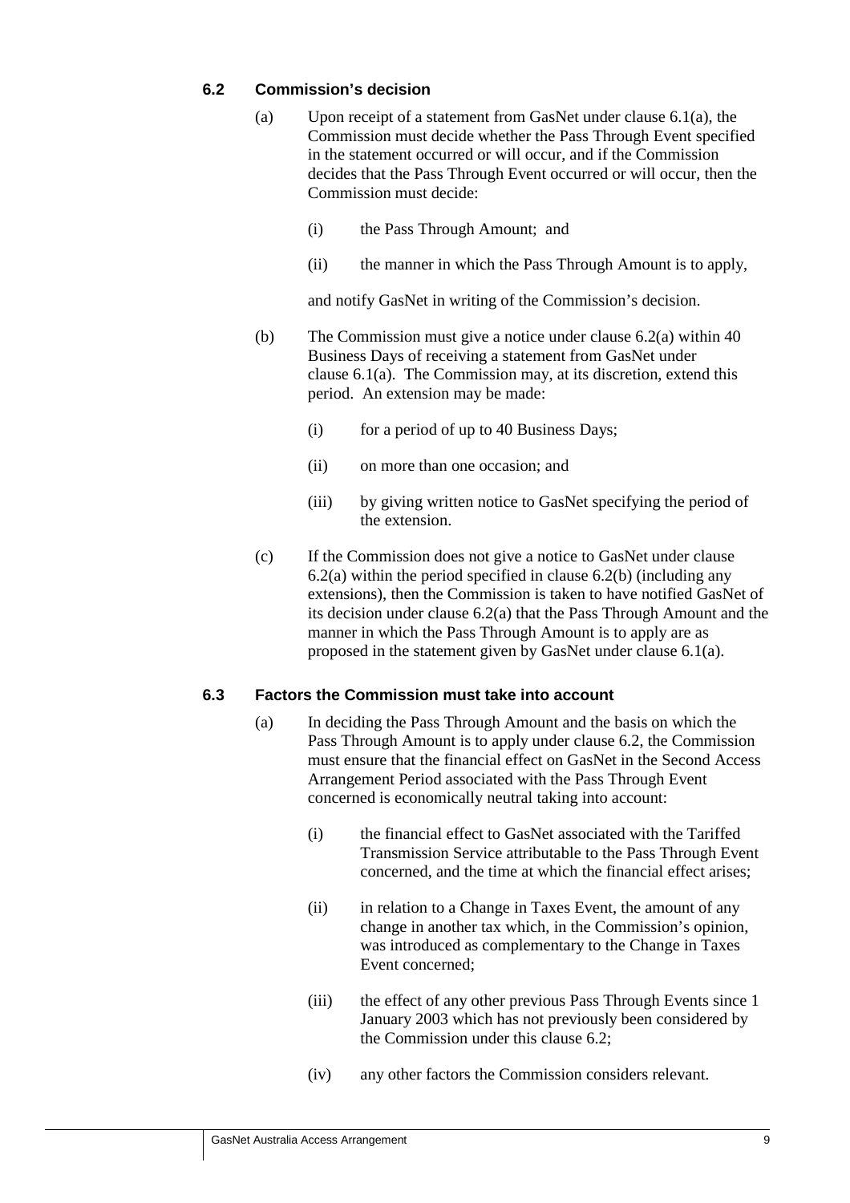### 6.2 Commission's decision

(a) Upon receipt of a statement from GasNet under clause 6.1(a), the Commission must decide whether the Pass Through Event specified in the statement occurred or will occur, and if the Commission decides that the Pass Through Event occurred or will occur, then the Commission must decide:

  (i) the Pass Through Amount; and

  (ii) the manner in which the Pass Through Amount is to apply,

  and notify GasNet in writing of the Commission's decision.

(b) The Commission must give a notice under clause 6.2(a) within 40 Business Days of receiving a statement from GasNet under clause 6.1(a). The Commission may, at its discretion, extend this period. An extension may be made:

  (i) for a period of up to 40 Business Days;

  (ii) on more than one occasion; and

  (iii) by giving written notice to GasNet specifying the period of the extension.

(c) If the Commission does not give a notice to GasNet under clause 6.2(a) within the period specified in clause 6.2(b) (including any extensions), then the Commission is taken to have notified GasNet of its decision under clause 6.2(a) that the Pass Through Amount and the manner in which the Pass Through Amount is to apply are as proposed in the statement given by GasNet under clause 6.1(a).

### 6.3 Factors the Commission must take into account

(a) In deciding the Pass Through Amount and the basis on which the Pass Through Amount is to apply under clause 6.2, the Commission must ensure that the financial effect on GasNet in the Second Access Arrangement Period associated with the Pass Through Event concerned is economically neutral taking into account:

  (i) the financial effect to GasNet associated with the Tariffed Transmission Service attributable to the Pass Through Event concerned, and the time at which the financial effect arises;

  (ii) in relation to a Change in Taxes Event, the amount of any change in another tax which, in the Commission's opinion, was introduced as complementary to the Change in Taxes Event concerned;

  (iii) the effect of any other previous Pass Through Events since 1 January 2003 which has not previously been considered by the Commission under this clause 6.2;

  (iv) any other factors the Commission considers relevant.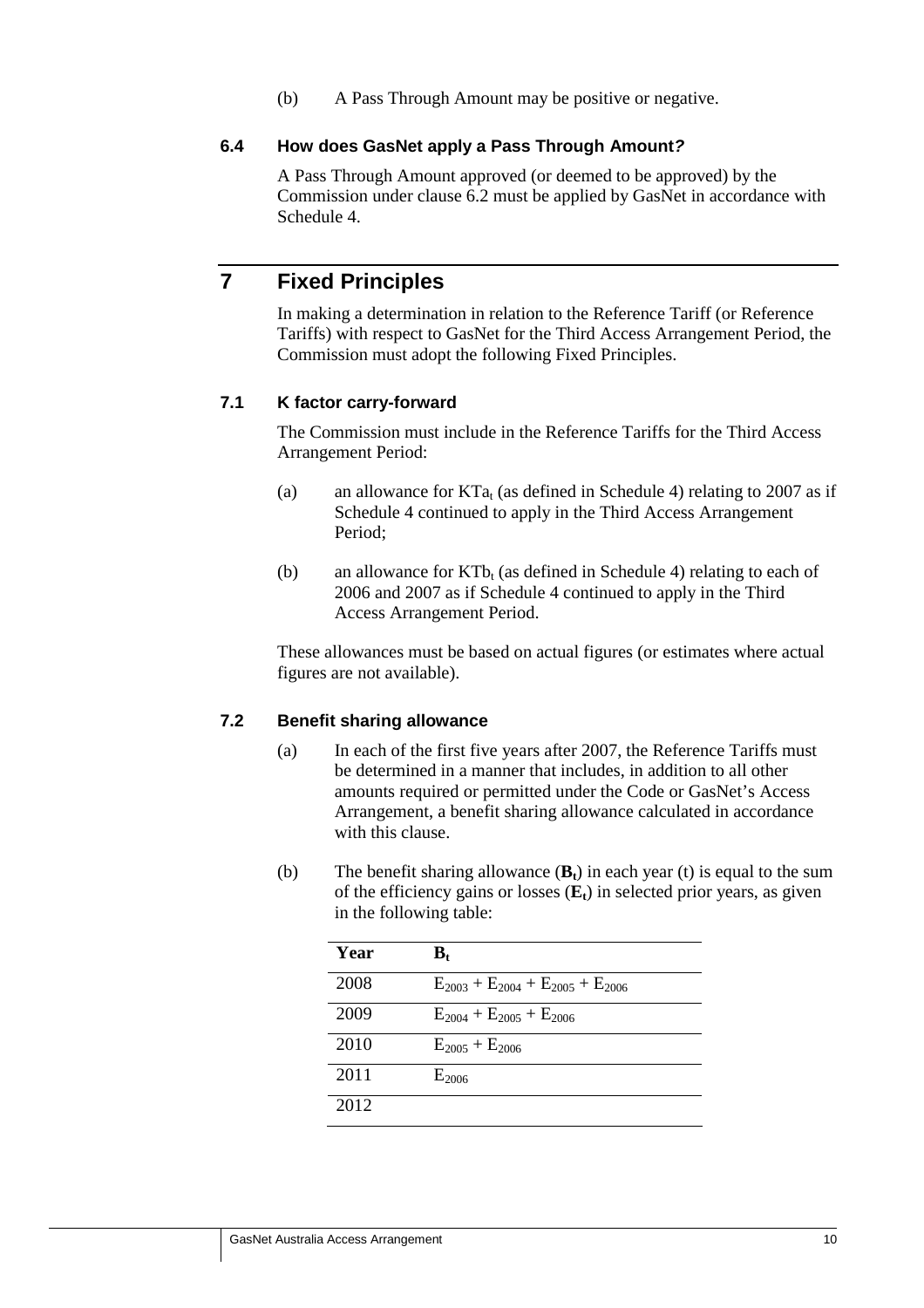(b) A Pass Through Amount may be positive or negative.

### 6.4 How does GasNet apply a Pass Through Amount?

A Pass Through Amount approved (or deemed to be approved) by the Commission under clause 6.2 must be applied by GasNet in accordance with Schedule 4.

## 7 Fixed Principles

In making a determination in relation to the Reference Tariff (or Reference Tariffs) with respect to GasNet for the Third Access Arrangement Period, the Commission must adopt the following Fixed Principles.

### 7.1 K factor carry-forward

The Commission must include in the Reference Tariffs for the Third Access Arrangement Period:

(a) an allowance for $KTa_t$ (as defined in Schedule 4) relating to 2007 as if Schedule 4 continued to apply in the Third Access Arrangement Period;

(b) an allowance for $KTb_t$ (as defined in Schedule 4) relating to each of 2006 and 2007 as if Schedule 4 continued to apply in the Third Access Arrangement Period.

These allowances must be based on actual figures (or estimates where actual figures are not available).

### 7.2 Benefit sharing allowance

(a) In each of the first five years after 2007, the Reference Tariffs must be determined in a manner that includes, in addition to all other amounts required or permitted under the Code or GasNet's Access Arrangement, a benefit sharing allowance calculated in accordance with this clause.

(b) The benefit sharing allowance ($\mathbf{B_t}$) in each year (t) is equal to the sum of the efficiency gains or losses ($\mathbf{E_t}$) in selected prior years, as given in the following table:

| Year | $\mathbf{B_t}$ |
|---|---|
| 2008 | $E_{2003} + E_{2004} + E_{2005} + E_{2006}$ |
| 2009 | $E_{2004} + E_{2005} + E_{2006}$ |
| 2010 | $E_{2005} + E_{2006}$ |
| 2011 | $E_{2006}$ |
| 2012 | |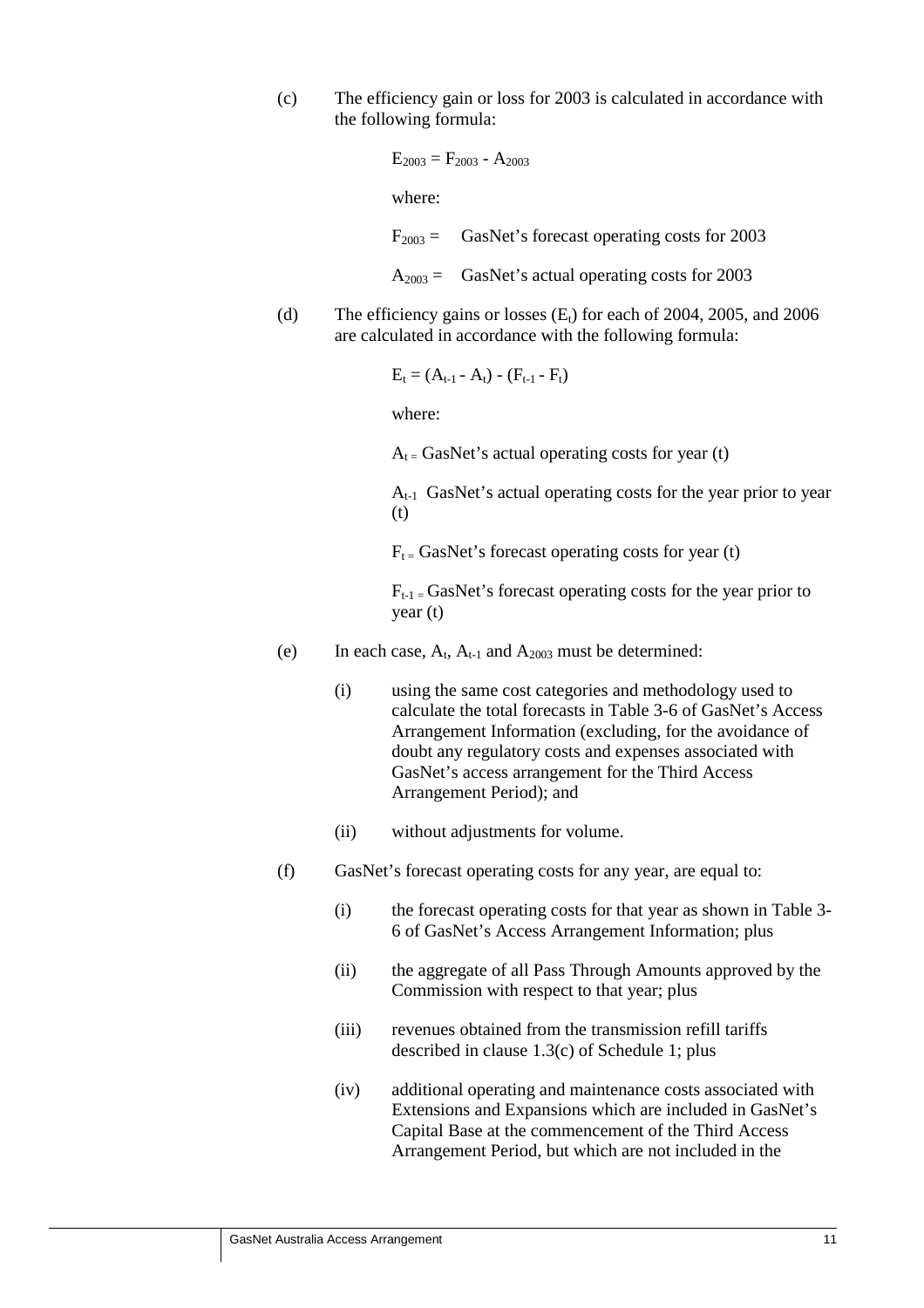(c) The efficiency gain or loss for 2003 is calculated in accordance with the following formula:

$$E_{2003} = F_{2003} - A_{2003}$$

where:

$F_{2003} =$ GasNet's forecast operating costs for 2003

$A_{2003} =$ GasNet's actual operating costs for 2003

(d) The efficiency gains or losses ($E_t$) for each of 2004, 2005, and 2006 are calculated in accordance with the following formula:

$$E_t = (A_{t-1} - A_t) - (F_{t-1} - F_t)$$

where:

$A_t =$ GasNet's actual operating costs for year (t)

$A_{t-1}$ GasNet's actual operating costs for the year prior to year (t)

$F_t =$ GasNet's forecast operating costs for year (t)

$F_{t-1} =$ GasNet's forecast operating costs for the year prior to year (t)

(e) In each case, $A_t$, $A_{t-1}$ and $A_{2003}$ must be determined:

(i) using the same cost categories and methodology used to calculate the total forecasts in Table 3-6 of GasNet's Access Arrangement Information (excluding, for the avoidance of doubt any regulatory costs and expenses associated with GasNet's access arrangement for the Third Access Arrangement Period); and

(ii) without adjustments for volume.

(f) GasNet's forecast operating costs for any year, are equal to:

(i) the forecast operating costs for that year as shown in Table 3-6 of GasNet's Access Arrangement Information; plus

(ii) the aggregate of all Pass Through Amounts approved by the Commission with respect to that year; plus

(iii) revenues obtained from the transmission refill tariffs described in clause 1.3(c) of Schedule 1; plus

(iv) additional operating and maintenance costs associated with Extensions and Expansions which are included in GasNet's Capital Base at the commencement of the Third Access Arrangement Period, but which are not included in the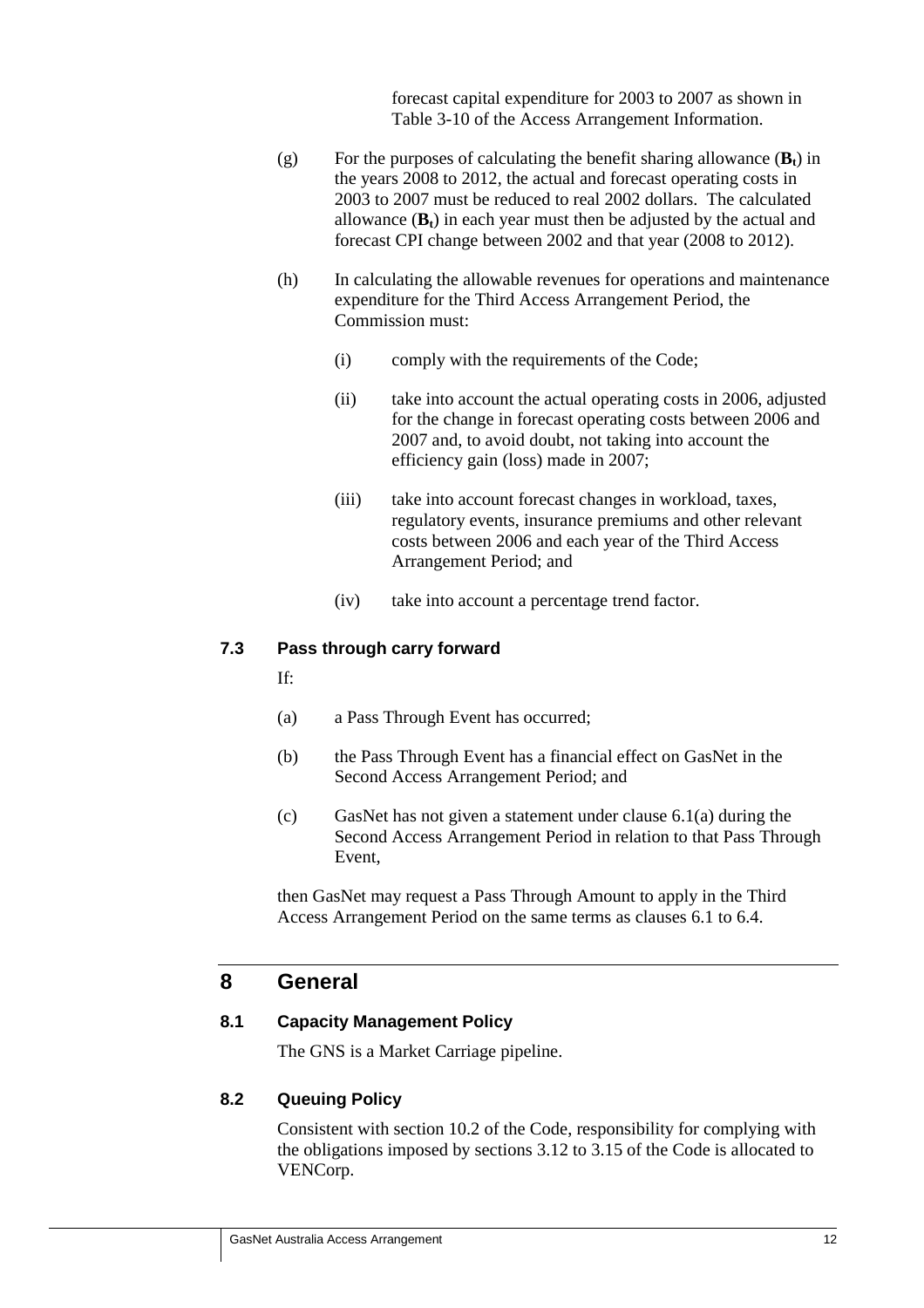forecast capital expenditure for 2003 to 2007 as shown in Table 3-10 of the Access Arrangement Information.

(g) For the purposes of calculating the benefit sharing allowance ($\mathbf{B_t}$) in the years 2008 to 2012, the actual and forecast operating costs in 2003 to 2007 must be reduced to real 2002 dollars. The calculated allowance ($\mathbf{B_t}$) in each year must then be adjusted by the actual and forecast CPI change between 2002 and that year (2008 to 2012).

(h) In calculating the allowable revenues for operations and maintenance expenditure for the Third Access Arrangement Period, the Commission must:

(i) comply with the requirements of the Code;

(ii) take into account the actual operating costs in 2006, adjusted for the change in forecast operating costs between 2006 and 2007 and, to avoid doubt, not taking into account the efficiency gain (loss) made in 2007;

(iii) take into account forecast changes in workload, taxes, regulatory events, insurance premiums and other relevant costs between 2006 and each year of the Third Access Arrangement Period; and

(iv) take into account a percentage trend factor.

### 7.3 Pass through carry forward

If:

(a) a Pass Through Event has occurred;

(b) the Pass Through Event has a financial effect on GasNet in the Second Access Arrangement Period; and

(c) GasNet has not given a statement under clause 6.1(a) during the Second Access Arrangement Period in relation to that Pass Through Event,

then GasNet may request a Pass Through Amount to apply in the Third Access Arrangement Period on the same terms as clauses 6.1 to 6.4.

## 8 General

### 8.1 Capacity Management Policy

The GNS is a Market Carriage pipeline.

### 8.2 Queuing Policy

Consistent with section 10.2 of the Code, responsibility for complying with the obligations imposed by sections 3.12 to 3.15 of the Code is allocated to VENCorp.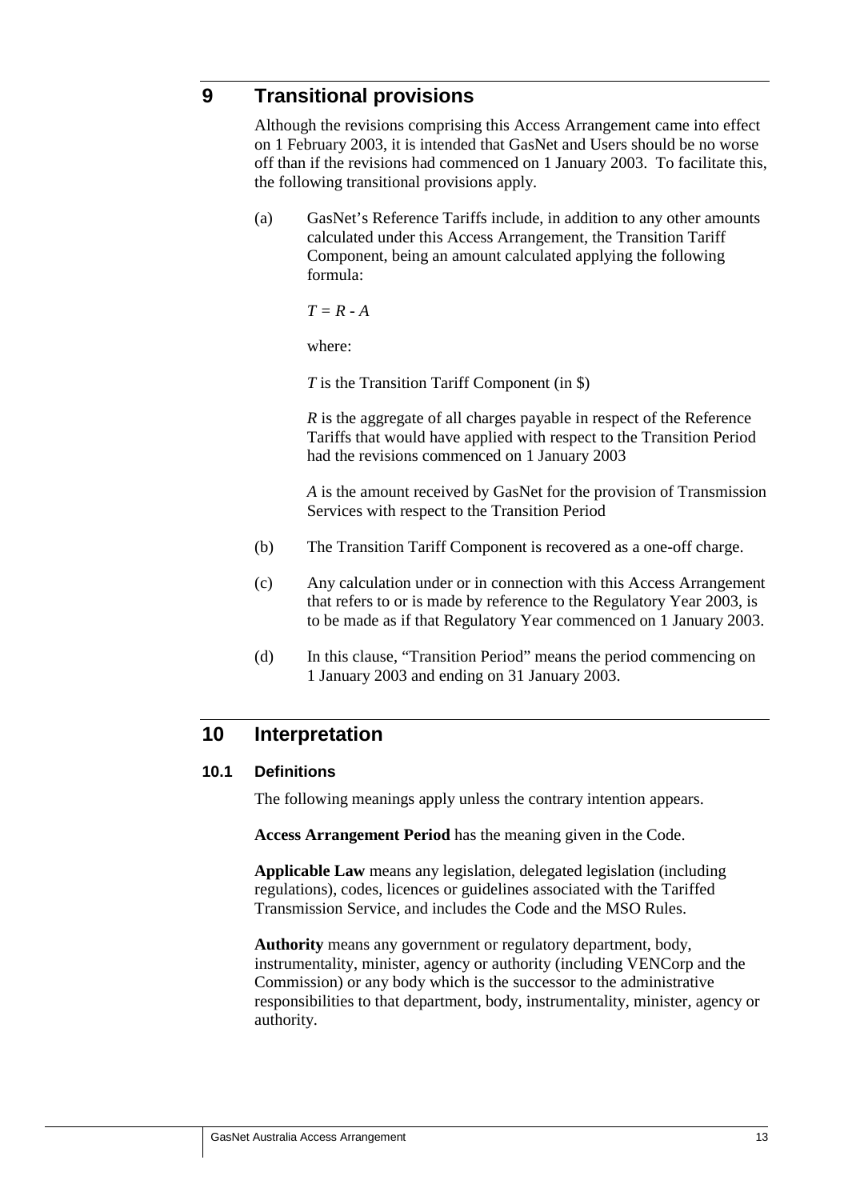# 9 Transitional provisions

Although the revisions comprising this Access Arrangement came into effect on 1 February 2003, it is intended that GasNet and Users should be no worse off than if the revisions had commenced on 1 January 2003. To facilitate this, the following transitional provisions apply.

(a) GasNet's Reference Tariffs include, in addition to any other amounts calculated under this Access Arrangement, the Transition Tariff Component, being an amount calculated applying the following formula:

$T = R - A$

where:

$T$ is the Transition Tariff Component (in $)

$R$ is the aggregate of all charges payable in respect of the Reference Tariffs that would have applied with respect to the Transition Period had the revisions commenced on 1 January 2003

$A$ is the amount received by GasNet for the provision of Transmission Services with respect to the Transition Period

(b) The Transition Tariff Component is recovered as a one-off charge.

(c) Any calculation under or in connection with this Access Arrangement that refers to or is made by reference to the Regulatory Year 2003, is to be made as if that Regulatory Year commenced on 1 January 2003.

(d) In this clause, "Transition Period" means the period commencing on 1 January 2003 and ending on 31 January 2003.

# 10 Interpretation

## 10.1 Definitions

The following meanings apply unless the contrary intention appears.

**Access Arrangement Period** has the meaning given in the Code.

**Applicable Law** means any legislation, delegated legislation (including regulations), codes, licences or guidelines associated with the Tariffed Transmission Service, and includes the Code and the MSO Rules.

**Authority** means any government or regulatory department, body, instrumentality, minister, agency or authority (including VENCorp and the Commission) or any body which is the successor to the administrative responsibilities to that department, body, instrumentality, minister, agency or authority.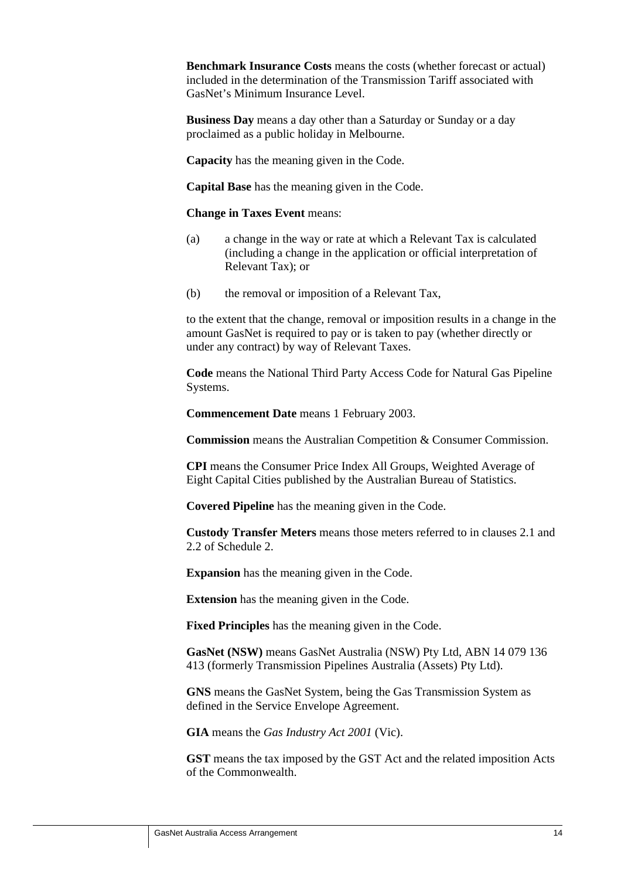**Benchmark Insurance Costs** means the costs (whether forecast or actual) included in the determination of the Transmission Tariff associated with GasNet's Minimum Insurance Level.

**Business Day** means a day other than a Saturday or Sunday or a day proclaimed as a public holiday in Melbourne.

**Capacity** has the meaning given in the Code.

**Capital Base** has the meaning given in the Code.

**Change in Taxes Event** means:

(a) a change in the way or rate at which a Relevant Tax is calculated (including a change in the application or official interpretation of Relevant Tax); or

(b) the removal or imposition of a Relevant Tax,

to the extent that the change, removal or imposition results in a change in the amount GasNet is required to pay or is taken to pay (whether directly or under any contract) by way of Relevant Taxes.

**Code** means the National Third Party Access Code for Natural Gas Pipeline Systems.

**Commencement Date** means 1 February 2003.

**Commission** means the Australian Competition & Consumer Commission.

**CPI** means the Consumer Price Index All Groups, Weighted Average of Eight Capital Cities published by the Australian Bureau of Statistics.

**Covered Pipeline** has the meaning given in the Code.

**Custody Transfer Meters** means those meters referred to in clauses 2.1 and 2.2 of Schedule 2.

**Expansion** has the meaning given in the Code.

**Extension** has the meaning given in the Code.

**Fixed Principles** has the meaning given in the Code.

**GasNet (NSW)** means GasNet Australia (NSW) Pty Ltd, ABN 14 079 136 413 (formerly Transmission Pipelines Australia (Assets) Pty Ltd).

**GNS** means the GasNet System, being the Gas Transmission System as defined in the Service Envelope Agreement.

**GIA** means the *Gas Industry Act 2001* (Vic).

**GST** means the tax imposed by the GST Act and the related imposition Acts of the Commonwealth.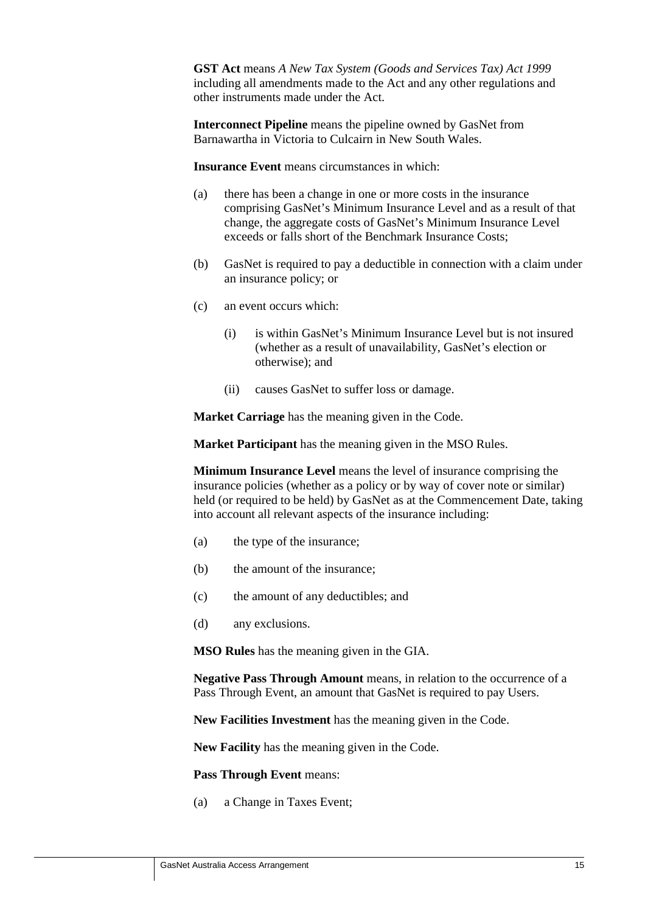**GST Act** means *A New Tax System (Goods and Services Tax) Act 1999* including all amendments made to the Act and any other regulations and other instruments made under the Act.

**Interconnect Pipeline** means the pipeline owned by GasNet from Barnawartha in Victoria to Culcairn in New South Wales.

**Insurance Event** means circumstances in which:

(a) there has been a change in one or more costs in the insurance comprising GasNet's Minimum Insurance Level and as a result of that change, the aggregate costs of GasNet's Minimum Insurance Level exceeds or falls short of the Benchmark Insurance Costs;

(b) GasNet is required to pay a deductible in connection with a claim under an insurance policy; or

(c) an event occurs which:

  (i) is within GasNet's Minimum Insurance Level but is not insured (whether as a result of unavailability, GasNet's election or otherwise); and

  (ii) causes GasNet to suffer loss or damage.

**Market Carriage** has the meaning given in the Code.

**Market Participant** has the meaning given in the MSO Rules.

**Minimum Insurance Level** means the level of insurance comprising the insurance policies (whether as a policy or by way of cover note or similar) held (or required to be held) by GasNet as at the Commencement Date, taking into account all relevant aspects of the insurance including:

(a) the type of the insurance;

(b) the amount of the insurance;

(c) the amount of any deductibles; and

(d) any exclusions.

**MSO Rules** has the meaning given in the GIA.

**Negative Pass Through Amount** means, in relation to the occurrence of a Pass Through Event, an amount that GasNet is required to pay Users.

**New Facilities Investment** has the meaning given in the Code.

**New Facility** has the meaning given in the Code.

**Pass Through Event** means:

(a) a Change in Taxes Event;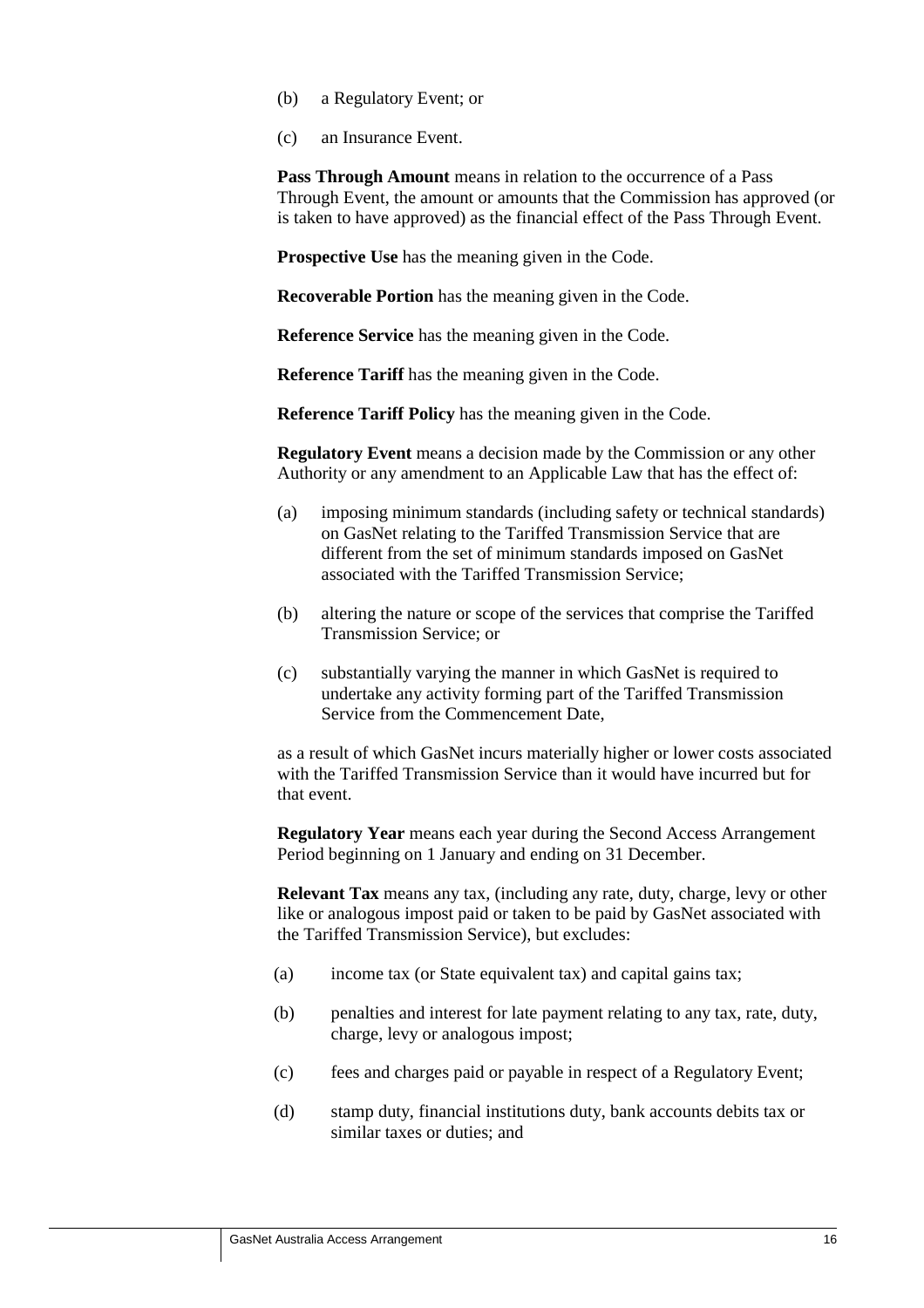(b) a Regulatory Event; or

(c) an Insurance Event.

**Pass Through Amount** means in relation to the occurrence of a Pass Through Event, the amount or amounts that the Commission has approved (or is taken to have approved) as the financial effect of the Pass Through Event.

**Prospective Use** has the meaning given in the Code.

**Recoverable Portion** has the meaning given in the Code.

**Reference Service** has the meaning given in the Code.

**Reference Tariff** has the meaning given in the Code.

**Reference Tariff Policy** has the meaning given in the Code.

**Regulatory Event** means a decision made by the Commission or any other Authority or any amendment to an Applicable Law that has the effect of:

(a) imposing minimum standards (including safety or technical standards) on GasNet relating to the Tariffed Transmission Service that are different from the set of minimum standards imposed on GasNet associated with the Tariffed Transmission Service;

(b) altering the nature or scope of the services that comprise the Tariffed Transmission Service; or

(c) substantially varying the manner in which GasNet is required to undertake any activity forming part of the Tariffed Transmission Service from the Commencement Date,

as a result of which GasNet incurs materially higher or lower costs associated with the Tariffed Transmission Service than it would have incurred but for that event.

**Regulatory Year** means each year during the Second Access Arrangement Period beginning on 1 January and ending on 31 December.

**Relevant Tax** means any tax, (including any rate, duty, charge, levy or other like or analogous impost paid or taken to be paid by GasNet associated with the Tariffed Transmission Service), but excludes:

(a) income tax (or State equivalent tax) and capital gains tax;

(b) penalties and interest for late payment relating to any tax, rate, duty, charge, levy or analogous impost;

(c) fees and charges paid or payable in respect of a Regulatory Event;

(d) stamp duty, financial institutions duty, bank accounts debits tax or similar taxes or duties; and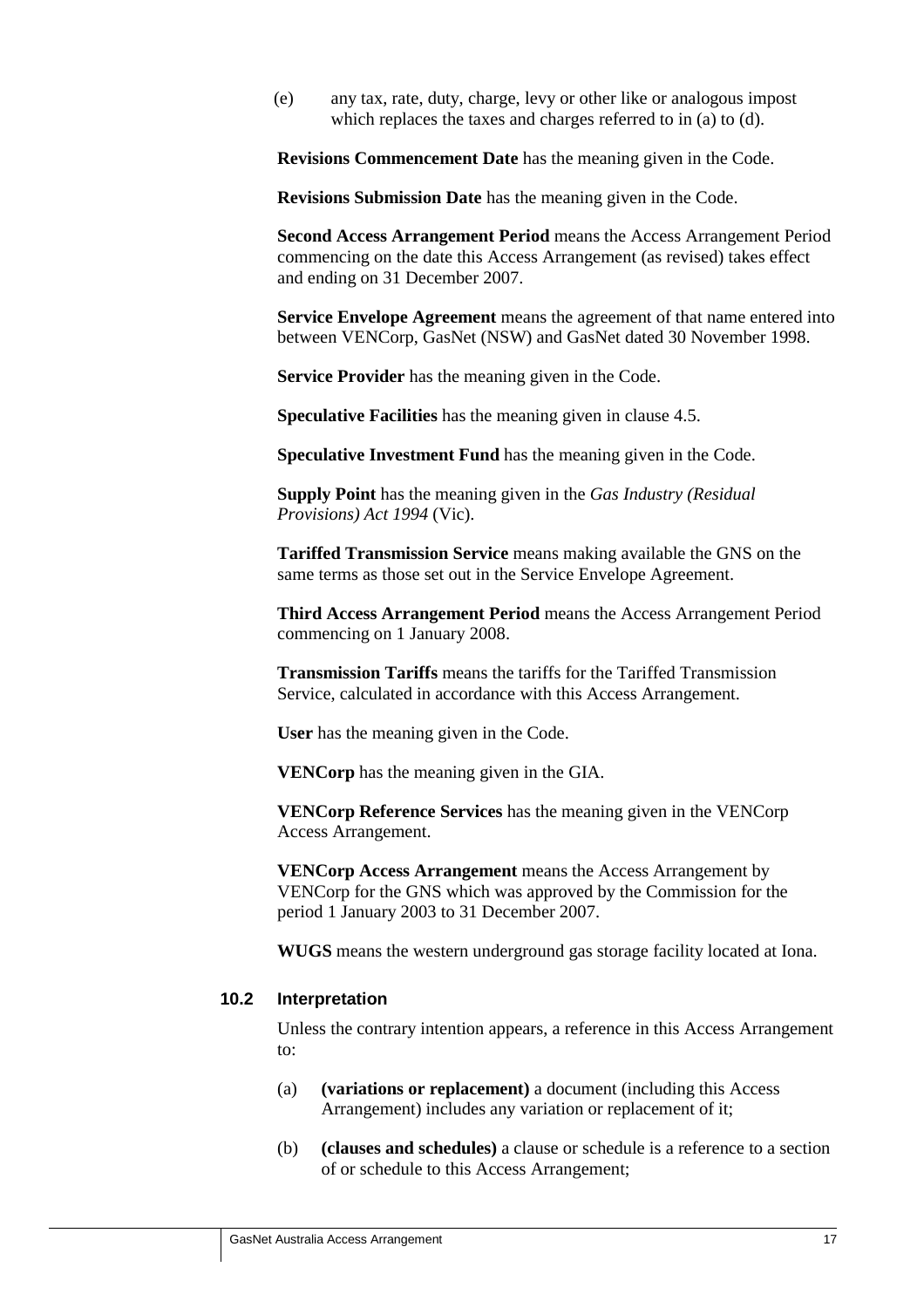(e) any tax, rate, duty, charge, levy or other like or analogous impost which replaces the taxes and charges referred to in (a) to (d).

**Revisions Commencement Date** has the meaning given in the Code.

**Revisions Submission Date** has the meaning given in the Code.

**Second Access Arrangement Period** means the Access Arrangement Period commencing on the date this Access Arrangement (as revised) takes effect and ending on 31 December 2007.

**Service Envelope Agreement** means the agreement of that name entered into between VENCorp, GasNet (NSW) and GasNet dated 30 November 1998.

**Service Provider** has the meaning given in the Code.

**Speculative Facilities** has the meaning given in clause 4.5.

**Speculative Investment Fund** has the meaning given in the Code.

**Supply Point** has the meaning given in the *Gas Industry (Residual Provisions) Act 1994* (Vic).

**Tariffed Transmission Service** means making available the GNS on the same terms as those set out in the Service Envelope Agreement.

**Third Access Arrangement Period** means the Access Arrangement Period commencing on 1 January 2008.

**Transmission Tariffs** means the tariffs for the Tariffed Transmission Service, calculated in accordance with this Access Arrangement.

**User** has the meaning given in the Code.

**VENCorp** has the meaning given in the GIA.

**VENCorp Reference Services** has the meaning given in the VENCorp Access Arrangement.

**VENCorp Access Arrangement** means the Access Arrangement by VENCorp for the GNS which was approved by the Commission for the period 1 January 2003 to 31 December 2007.

**WUGS** means the western underground gas storage facility located at Iona.

### 10.2 Interpretation

Unless the contrary intention appears, a reference in this Access Arrangement to:

(a) **(variations or replacement)** a document (including this Access Arrangement) includes any variation or replacement of it;

(b) **(clauses and schedules)** a clause or schedule is a reference to a section of or schedule to this Access Arrangement;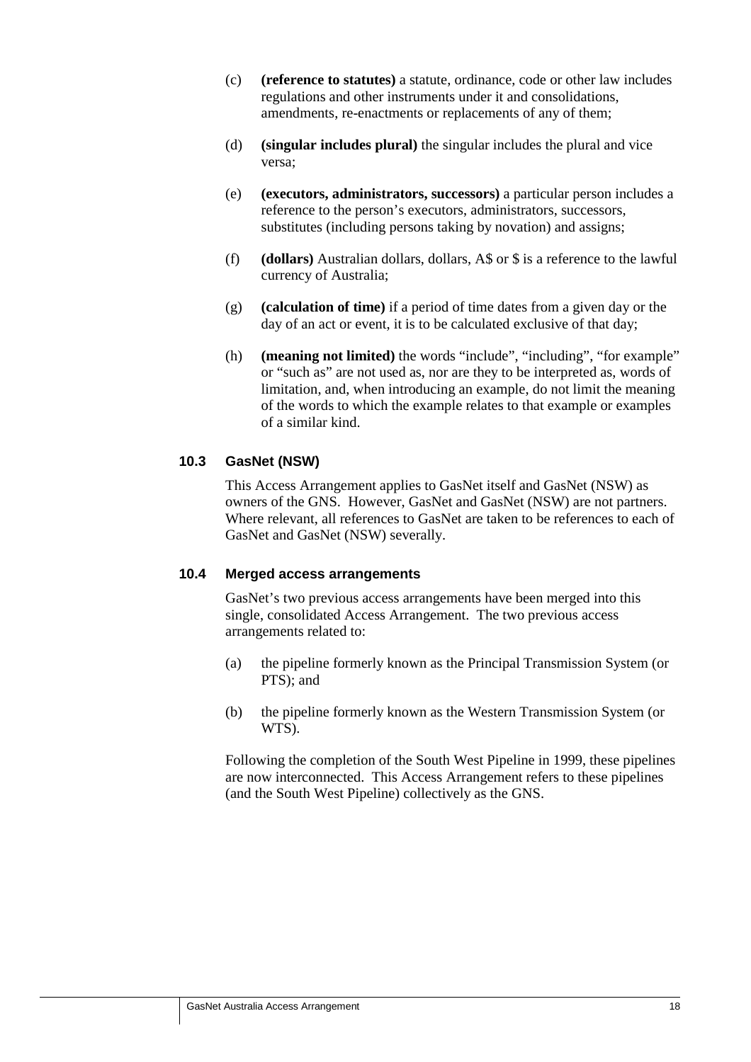(c) **(reference to statutes)** a statute, ordinance, code or other law includes regulations and other instruments under it and consolidations, amendments, re-enactments or replacements of any of them;

(d) **(singular includes plural)** the singular includes the plural and vice versa;

(e) **(executors, administrators, successors)** a particular person includes a reference to the person's executors, administrators, successors, substitutes (including persons taking by novation) and assigns;

(f) **(dollars)** Australian dollars, dollars, A$ or $ is a reference to the lawful currency of Australia;

(g) **(calculation of time)** if a period of time dates from a given day or the day of an act or event, it is to be calculated exclusive of that day;

(h) **(meaning not limited)** the words "include", "including", "for example" or "such as" are not used as, nor are they to be interpreted as, words of limitation, and, when introducing an example, do not limit the meaning of the words to which the example relates to that example or examples of a similar kind.

### 10.3 GasNet (NSW)

This Access Arrangement applies to GasNet itself and GasNet (NSW) as owners of the GNS. However, GasNet and GasNet (NSW) are not partners. Where relevant, all references to GasNet are taken to be references to each of GasNet and GasNet (NSW) severally.

### 10.4 Merged access arrangements

GasNet's two previous access arrangements have been merged into this single, consolidated Access Arrangement. The two previous access arrangements related to:

(a) the pipeline formerly known as the Principal Transmission System (or PTS); and

(b) the pipeline formerly known as the Western Transmission System (or WTS).

Following the completion of the South West Pipeline in 1999, these pipelines are now interconnected. This Access Arrangement refers to these pipelines (and the South West Pipeline) collectively as the GNS.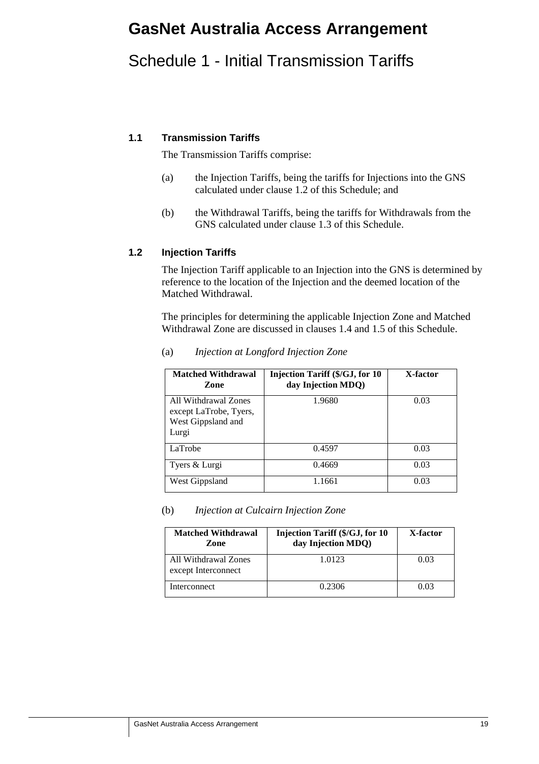# GasNet Australia Access Arrangement

## Schedule 1 - Initial Transmission Tariffs

### 1.1 Transmission Tariffs

The Transmission Tariffs comprise:

(a) the Injection Tariffs, being the tariffs for Injections into the GNS calculated under clause 1.2 of this Schedule; and

(b) the Withdrawal Tariffs, being the tariffs for Withdrawals from the GNS calculated under clause 1.3 of this Schedule.

### 1.2 Injection Tariffs

The Injection Tariff applicable to an Injection into the GNS is determined by reference to the location of the Injection and the deemed location of the Matched Withdrawal.

The principles for determining the applicable Injection Zone and Matched Withdrawal Zone are discussed in clauses 1.4 and 1.5 of this Schedule.

(a) *Injection at Longford Injection Zone*

| Matched Withdrawal Zone | Injection Tariff ($/GJ, for 10 day Injection MDQ) | X-factor |
|---|---|---|
| All Withdrawal Zones except LaTrobe, Tyers, West Gippsland and Lurgi | 1.9680 | 0.03 |
| LaTrobe | 0.4597 | 0.03 |
| Tyers & Lurgi | 0.4669 | 0.03 |
| West Gippsland | 1.1661 | 0.03 |

(b) *Injection at Culcairn Injection Zone*

| Matched Withdrawal Zone | Injection Tariff ($/GJ, for 10 day Injection MDQ) | X-factor |
|---|---|---|
| All Withdrawal Zones except Interconnect | 1.0123 | 0.03 |
| Interconnect | 0.2306 | 0.03 |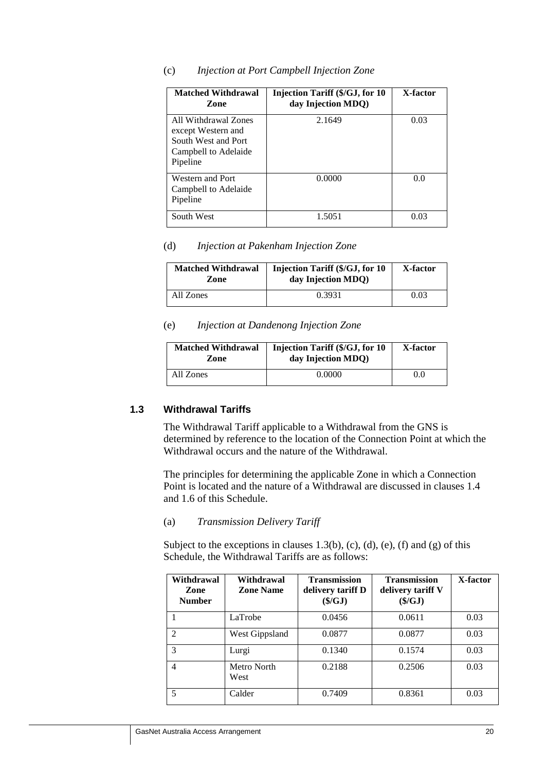(c) *Injection at Port Campbell Injection Zone*

| Matched Withdrawal Zone | Injection Tariff ($/GJ, for 10 day Injection MDQ) | X-factor |
|---|---|---|
| All Withdrawal Zones except Western and South West and Port Campbell to Adelaide Pipeline | 2.1649 | 0.03 |
| Western and Port Campbell to Adelaide Pipeline | 0.0000 | 0.0 |
| South West | 1.5051 | 0.03 |

(d) *Injection at Pakenham Injection Zone*

| Matched Withdrawal Zone | Injection Tariff ($/GJ, for 10 day Injection MDQ) | X-factor |
|---|---|---|
| All Zones | 0.3931 | 0.03 |

(e) *Injection at Dandenong Injection Zone*

| Matched Withdrawal Zone | Injection Tariff ($/GJ, for 10 day Injection MDQ) | X-factor |
|---|---|---|
| All Zones | 0.0000 | 0.0 |

### 1.3 Withdrawal Tariffs

The Withdrawal Tariff applicable to a Withdrawal from the GNS is determined by reference to the location of the Connection Point at which the Withdrawal occurs and the nature of the Withdrawal.

The principles for determining the applicable Zone in which a Connection Point is located and the nature of a Withdrawal are discussed in clauses 1.4 and 1.6 of this Schedule.

(a) *Transmission Delivery Tariff*

Subject to the exceptions in clauses 1.3(b), (c), (d), (e), (f) and (g) of this Schedule, the Withdrawal Tariffs are as follows:

| Withdrawal Zone Number | Withdrawal Zone Name | Transmission delivery tariff D ($/GJ) | Transmission delivery tariff V ($/GJ) | X-factor |
|---|---|---|---|---|
| 1 | LaTrobe | 0.0456 | 0.0611 | 0.03 |
| 2 | West Gippsland | 0.0877 | 0.0877 | 0.03 |
| 3 | Lurgi | 0.1340 | 0.1574 | 0.03 |
| 4 | Metro North West | 0.2188 | 0.2506 | 0.03 |
| 5 | Calder | 0.7409 | 0.8361 | 0.03 |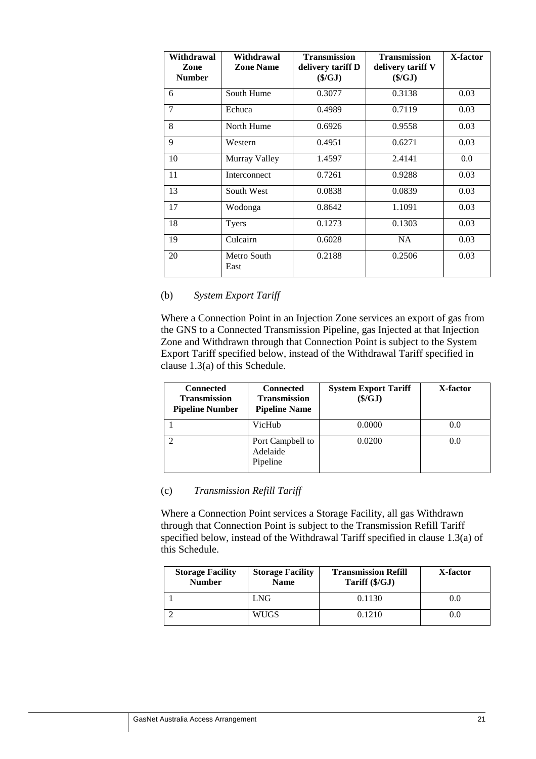| Withdrawal Zone Number | Withdrawal Zone Name | Transmission delivery tariff D ($/GJ) | Transmission delivery tariff V ($/GJ) | X-factor |
|---|---|---|---|---|
| 6 | South Hume | 0.3077 | 0.3138 | 0.03 |
| 7 | Echuca | 0.4989 | 0.7119 | 0.03 |
| 8 | North Hume | 0.6926 | 0.9558 | 0.03 |
| 9 | Western | 0.4951 | 0.6271 | 0.03 |
| 10 | Murray Valley | 1.4597 | 2.4141 | 0.0 |
| 11 | Interconnect | 0.7261 | 0.9288 | 0.03 |
| 13 | South West | 0.0838 | 0.0839 | 0.03 |
| 17 | Wodonga | 0.8642 | 1.1091 | 0.03 |
| 18 | Tyers | 0.1273 | 0.1303 | 0.03 |
| 19 | Culcairn | 0.6028 | NA | 0.03 |
| 20 | Metro South East | 0.2188 | 0.2506 | 0.03 |

(b) *System Export Tariff*

Where a Connection Point in an Injection Zone services an export of gas from the GNS to a Connected Transmission Pipeline, gas Injected at that Injection Zone and Withdrawn through that Connection Point is subject to the System Export Tariff specified below, instead of the Withdrawal Tariff specified in clause 1.3(a) of this Schedule.

| Connected Transmission Pipeline Number | Connected Transmission Pipeline Name | System Export Tariff ($/GJ) | X-factor |
|---|---|---|---|
| 1 | VicHub | 0.0000 | 0.0 |
| 2 | Port Campbell to Adelaide Pipeline | 0.0200 | 0.0 |

(c) *Transmission Refill Tariff*

Where a Connection Point services a Storage Facility, all gas Withdrawn through that Connection Point is subject to the Transmission Refill Tariff specified below, instead of the Withdrawal Tariff specified in clause 1.3(a) of this Schedule.

| Storage Facility Number | Storage Facility Name | Transmission Refill Tariff ($/GJ) | X-factor |
|---|---|---|---|
| 1 | LNG | 0.1130 | 0.0 |
| 2 | WUGS | 0.1210 | 0.0 |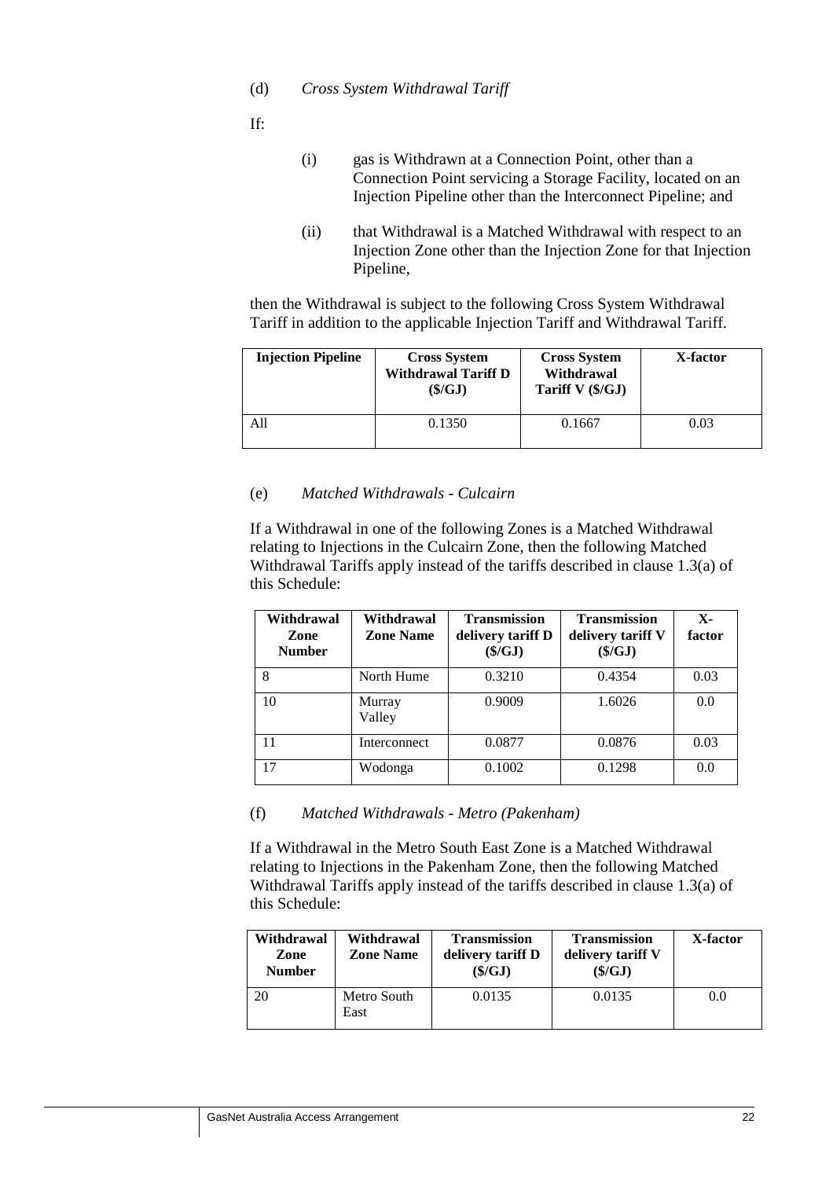(d) *Cross System Withdrawal Tariff*

If:

(i) gas is Withdrawn at a Connection Point, other than a Connection Point servicing a Storage Facility, located on an Injection Pipeline other than the Interconnect Pipeline; and

(ii) that Withdrawal is a Matched Withdrawal with respect to an Injection Zone other than the Injection Zone for that Injection Pipeline,

then the Withdrawal is subject to the following Cross System Withdrawal Tariff in addition to the applicable Injection Tariff and Withdrawal Tariff.

| Injection Pipeline | Cross System Withdrawal Tariff D ($/GJ) | Cross System Withdrawal Tariff V ($/GJ) | X-factor |
|---|---|---|---|
| All | 0.1350 | 0.1667 | 0.03 |

(e) *Matched Withdrawals - Culcairn*

If a Withdrawal in one of the following Zones is a Matched Withdrawal relating to Injections in the Culcairn Zone, then the following Matched Withdrawal Tariffs apply instead of the tariffs described in clause 1.3(a) of this Schedule:

| Withdrawal Zone Number | Withdrawal Zone Name | Transmission delivery tariff D ($/GJ) | Transmission delivery tariff V ($/GJ) | X-factor |
|---|---|---|---|---|
| 8 | North Hume | 0.3210 | 0.4354 | 0.03 |
| 10 | Murray Valley | 0.9009 | 1.6026 | 0.0 |
| 11 | Interconnect | 0.0877 | 0.0876 | 0.03 |
| 17 | Wodonga | 0.1002 | 0.1298 | 0.0 |

(f) *Matched Withdrawals - Metro (Pakenham)*

If a Withdrawal in the Metro South East Zone is a Matched Withdrawal relating to Injections in the Pakenham Zone, then the following Matched Withdrawal Tariffs apply instead of the tariffs described in clause 1.3(a) of this Schedule:

| Withdrawal Zone Number | Withdrawal Zone Name | Transmission delivery tariff D ($/GJ) | Transmission delivery tariff V ($/GJ) | X-factor |
|---|---|---|---|---|
| 20 | Metro South East | 0.0135 | 0.0135 | 0.0 |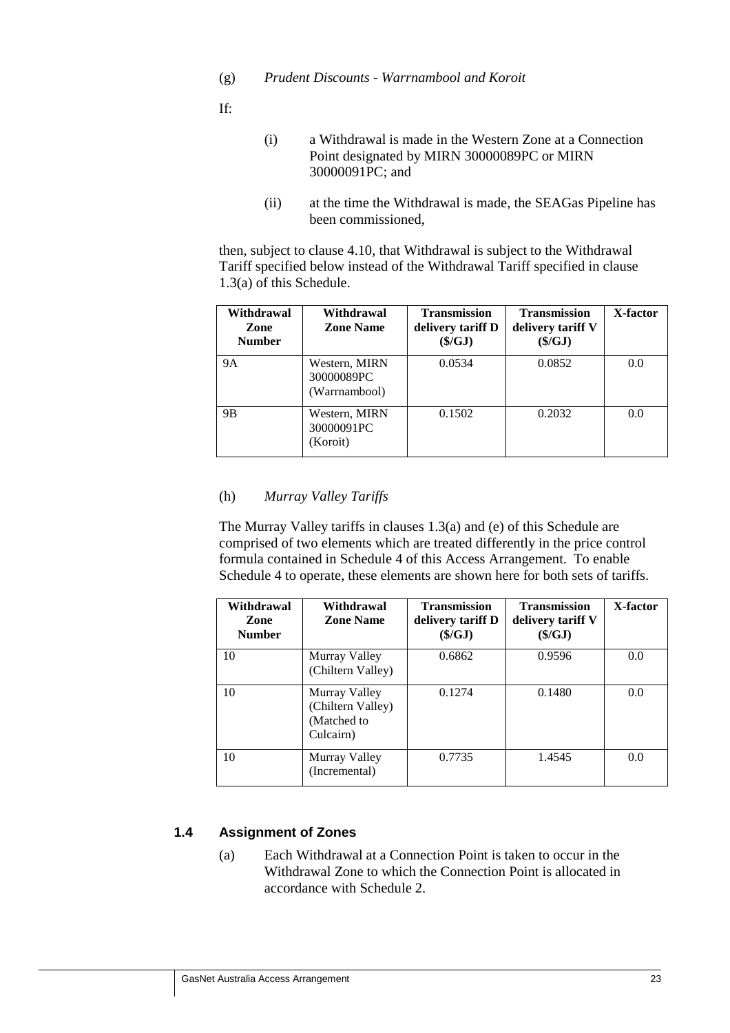(g) *Prudent Discounts - Warrnambool and Koroit*

If:

(i) a Withdrawal is made in the Western Zone at a Connection Point designated by MIRN 30000089PC or MIRN 30000091PC; and

(ii) at the time the Withdrawal is made, the SEAGas Pipeline has been commissioned,

then, subject to clause 4.10, that Withdrawal is subject to the Withdrawal Tariff specified below instead of the Withdrawal Tariff specified in clause 1.3(a) of this Schedule.

| Withdrawal Zone Number | Withdrawal Zone Name | Transmission delivery tariff D ($/GJ) | Transmission delivery tariff V ($/GJ) | X-factor |
|---|---|---|---|---|
| 9A | Western, MIRN 30000089PC (Warrnambool) | 0.0534 | 0.0852 | 0.0 |
| 9B | Western, MIRN 30000091PC (Koroit) | 0.1502 | 0.2032 | 0.0 |

(h) *Murray Valley Tariffs*

The Murray Valley tariffs in clauses 1.3(a) and (e) of this Schedule are comprised of two elements which are treated differently in the price control formula contained in Schedule 4 of this Access Arrangement. To enable Schedule 4 to operate, these elements are shown here for both sets of tariffs.

| Withdrawal Zone Number | Withdrawal Zone Name | Transmission delivery tariff D ($/GJ) | Transmission delivery tariff V ($/GJ) | X-factor |
|---|---|---|---|---|
| 10 | Murray Valley (Chiltern Valley) | 0.6862 | 0.9596 | 0.0 |
| 10 | Murray Valley (Chiltern Valley) (Matched to Culcairn) | 0.1274 | 0.1480 | 0.0 |
| 10 | Murray Valley (Incremental) | 0.7735 | 1.4545 | 0.0 |

### 1.4 Assignment of Zones

(a) Each Withdrawal at a Connection Point is taken to occur in the Withdrawal Zone to which the Connection Point is allocated in accordance with Schedule 2.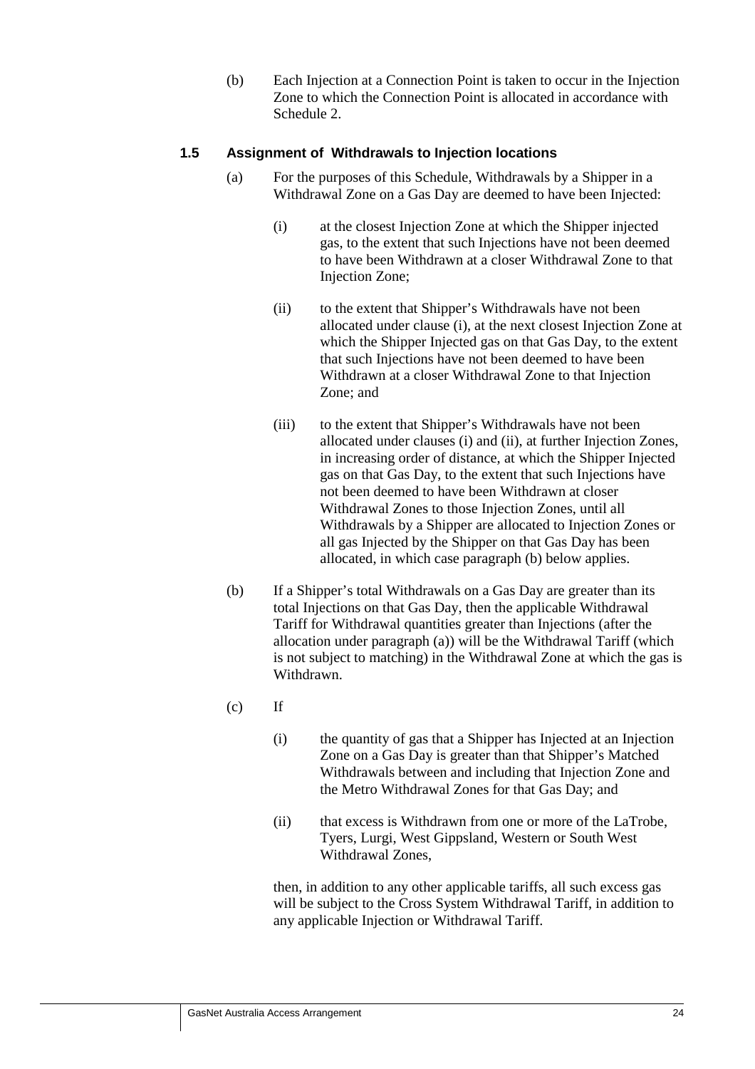(b) Each Injection at a Connection Point is taken to occur in the Injection Zone to which the Connection Point is allocated in accordance with Schedule 2.

### 1.5 Assignment of Withdrawals to Injection locations

(a) For the purposes of this Schedule, Withdrawals by a Shipper in a Withdrawal Zone on a Gas Day are deemed to have been Injected:

(i) at the closest Injection Zone at which the Shipper injected gas, to the extent that such Injections have not been deemed to have been Withdrawn at a closer Withdrawal Zone to that Injection Zone;

(ii) to the extent that Shipper's Withdrawals have not been allocated under clause (i), at the next closest Injection Zone at which the Shipper Injected gas on that Gas Day, to the extent that such Injections have not been deemed to have been Withdrawn at a closer Withdrawal Zone to that Injection Zone; and

(iii) to the extent that Shipper's Withdrawals have not been allocated under clauses (i) and (ii), at further Injection Zones, in increasing order of distance, at which the Shipper Injected gas on that Gas Day, to the extent that such Injections have not been deemed to have been Withdrawn at closer Withdrawal Zones to those Injection Zones, until all Withdrawals by a Shipper are allocated to Injection Zones or all gas Injected by the Shipper on that Gas Day has been allocated, in which case paragraph (b) below applies.

(b) If a Shipper's total Withdrawals on a Gas Day are greater than its total Injections on that Gas Day, then the applicable Withdrawal Tariff for Withdrawal quantities greater than Injections (after the allocation under paragraph (a)) will be the Withdrawal Tariff (which is not subject to matching) in the Withdrawal Zone at which the gas is Withdrawn.

(c) If

(i) the quantity of gas that a Shipper has Injected at an Injection Zone on a Gas Day is greater than that Shipper's Matched Withdrawals between and including that Injection Zone and the Metro Withdrawal Zones for that Gas Day; and

(ii) that excess is Withdrawn from one or more of the LaTrobe, Tyers, Lurgi, West Gippsland, Western or South West Withdrawal Zones,

then, in addition to any other applicable tariffs, all such excess gas will be subject to the Cross System Withdrawal Tariff, in addition to any applicable Injection or Withdrawal Tariff.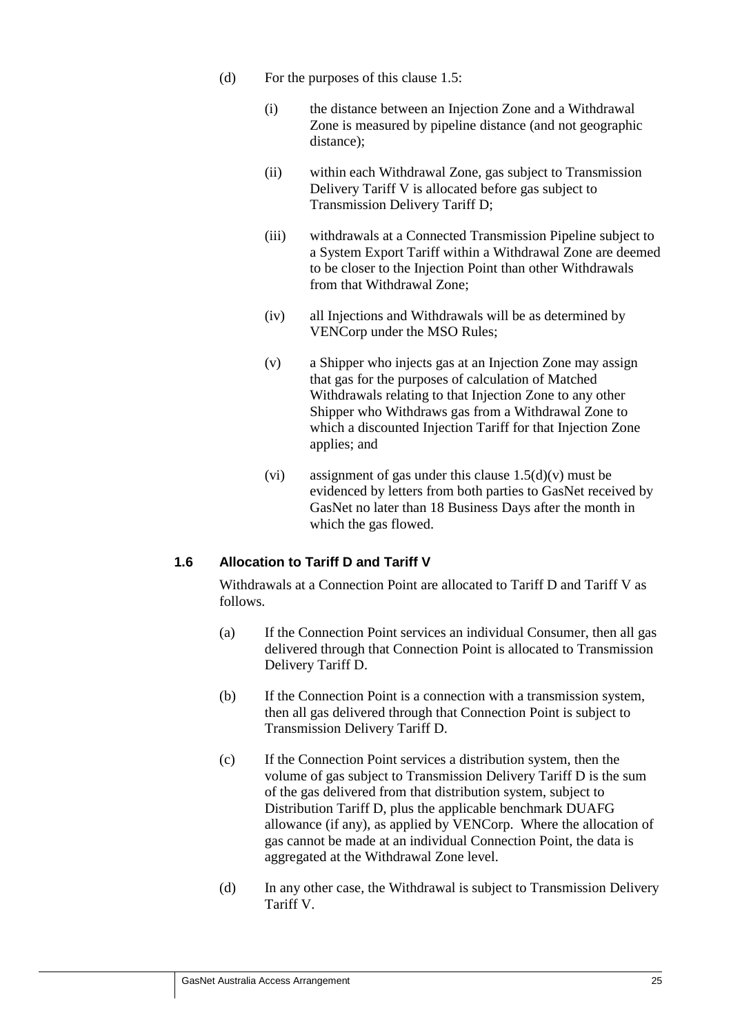(d) For the purposes of this clause 1.5:

(i) the distance between an Injection Zone and a Withdrawal Zone is measured by pipeline distance (and not geographic distance);

(ii) within each Withdrawal Zone, gas subject to Transmission Delivery Tariff V is allocated before gas subject to Transmission Delivery Tariff D;

(iii) withdrawals at a Connected Transmission Pipeline subject to a System Export Tariff within a Withdrawal Zone are deemed to be closer to the Injection Point than other Withdrawals from that Withdrawal Zone;

(iv) all Injections and Withdrawals will be as determined by VENCorp under the MSO Rules;

(v) a Shipper who injects gas at an Injection Zone may assign that gas for the purposes of calculation of Matched Withdrawals relating to that Injection Zone to any other Shipper who Withdraws gas from a Withdrawal Zone to which a discounted Injection Tariff for that Injection Zone applies; and

(vi) assignment of gas under this clause 1.5(d)(v) must be evidenced by letters from both parties to GasNet received by GasNet no later than 18 Business Days after the month in which the gas flowed.

### 1.6 Allocation to Tariff D and Tariff V

Withdrawals at a Connection Point are allocated to Tariff D and Tariff V as follows.

(a) If the Connection Point services an individual Consumer, then all gas delivered through that Connection Point is allocated to Transmission Delivery Tariff D.

(b) If the Connection Point is a connection with a transmission system, then all gas delivered through that Connection Point is subject to Transmission Delivery Tariff D.

(c) If the Connection Point services a distribution system, then the volume of gas subject to Transmission Delivery Tariff D is the sum of the gas delivered from that distribution system, subject to Distribution Tariff D, plus the applicable benchmark DUAFG allowance (if any), as applied by VENCorp. Where the allocation of gas cannot be made at an individual Connection Point, the data is aggregated at the Withdrawal Zone level.

(d) In any other case, the Withdrawal is subject to Transmission Delivery Tariff V.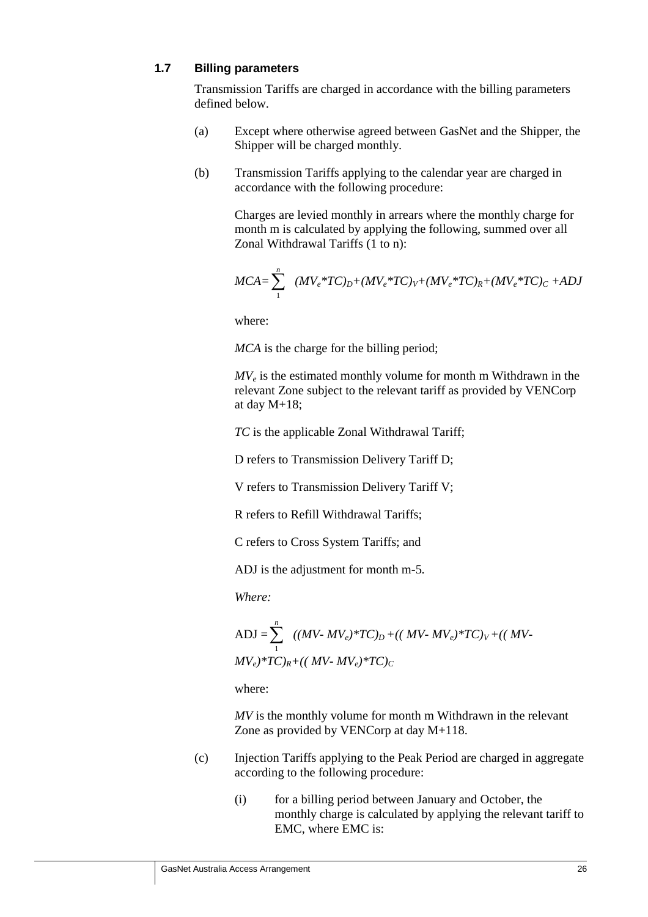### 1.7 Billing parameters

Transmission Tariffs are charged in accordance with the billing parameters defined below.

(a) Except where otherwise agreed between GasNet and the Shipper, the Shipper will be charged monthly.

(b) Transmission Tariffs applying to the calendar year are charged in accordance with the following procedure:

Charges are levied monthly in arrears where the monthly charge for month m is calculated by applying the following, summed over all Zonal Withdrawal Tariffs (1 to n):

$$MCA = \sum_{1}^{n} (MV_e{*}TC)_D + (MV_e{*}TC)_V + (MV_e{*}TC)_R + (MV_e{*}TC)_C + ADJ$$

where:

*MCA* is the charge for the billing period;

$MV_e$ is the estimated monthly volume for month m Withdrawn in the relevant Zone subject to the relevant tariff as provided by VENCorp at day M+18;

*TC* is the applicable Zonal Withdrawal Tariff;

D refers to Transmission Delivery Tariff D;

V refers to Transmission Delivery Tariff V;

R refers to Refill Withdrawal Tariffs;

C refers to Cross System Tariffs; and

ADJ is the adjustment for month m-5.

*Where:*

$$ADJ = \sum_{1}^{n} ((MV - MV_e){*}TC)_D + ((MV - MV_e){*}TC)_V + ((MV - MV_e){*}TC)_R + ((MV - MV_e){*}TC)_C$$

where:

*MV* is the monthly volume for month m Withdrawn in the relevant Zone as provided by VENCorp at day M+118.

(c) Injection Tariffs applying to the Peak Period are charged in aggregate according to the following procedure:

(i) for a billing period between January and October, the monthly charge is calculated by applying the relevant tariff to EMC, where EMC is: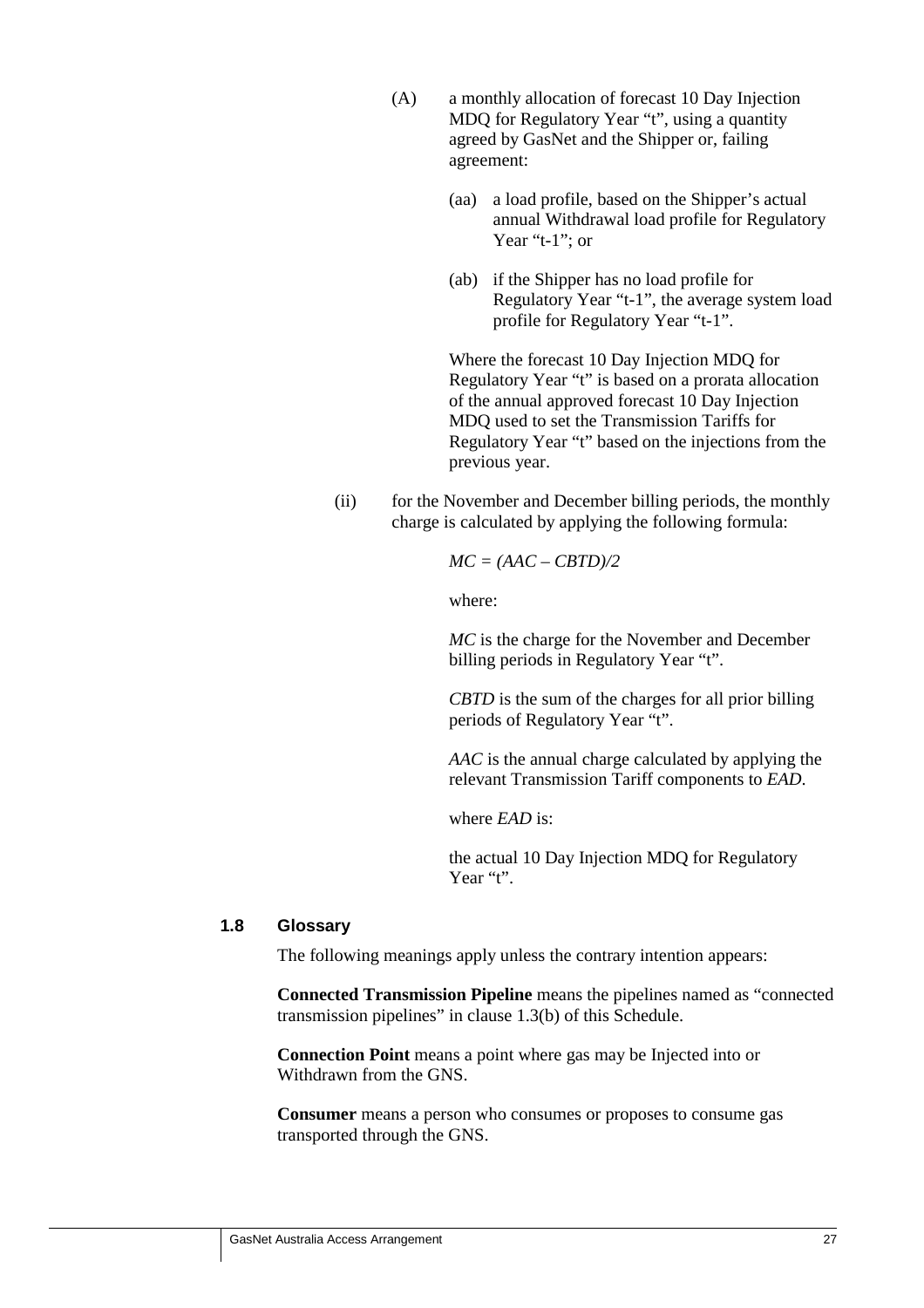(A) a monthly allocation of forecast 10 Day Injection MDQ for Regulatory Year “t”, using a quantity agreed by GasNet and the Shipper or, failing agreement:

(aa) a load profile, based on the Shipper’s actual annual Withdrawal load profile for Regulatory Year “t-1”; or

(ab) if the Shipper has no load profile for Regulatory Year “t-1”, the average system load profile for Regulatory Year “t-1”.

Where the forecast 10 Day Injection MDQ for Regulatory Year “t” is based on a prorata allocation of the annual approved forecast 10 Day Injection MDQ used to set the Transmission Tariffs for Regulatory Year “t” based on the injections from the previous year.

(ii) for the November and December billing periods, the monthly charge is calculated by applying the following formula:

$$MC = (AAC - CBTD)/2$$

where:

*MC* is the charge for the November and December billing periods in Regulatory Year “t”.

*CBTD* is the sum of the charges for all prior billing periods of Regulatory Year “t”.

*AAC* is the annual charge calculated by applying the relevant Transmission Tariff components to *EAD*.

where *EAD* is:

the actual 10 Day Injection MDQ for Regulatory Year “t”.

### 1.8 Glossary

The following meanings apply unless the contrary intention appears:

**Connected Transmission Pipeline** means the pipelines named as “connected transmission pipelines” in clause 1.3(b) of this Schedule.

**Connection Point** means a point where gas may be Injected into or Withdrawn from the GNS.

**Consumer** means a person who consumes or proposes to consume gas transported through the GNS.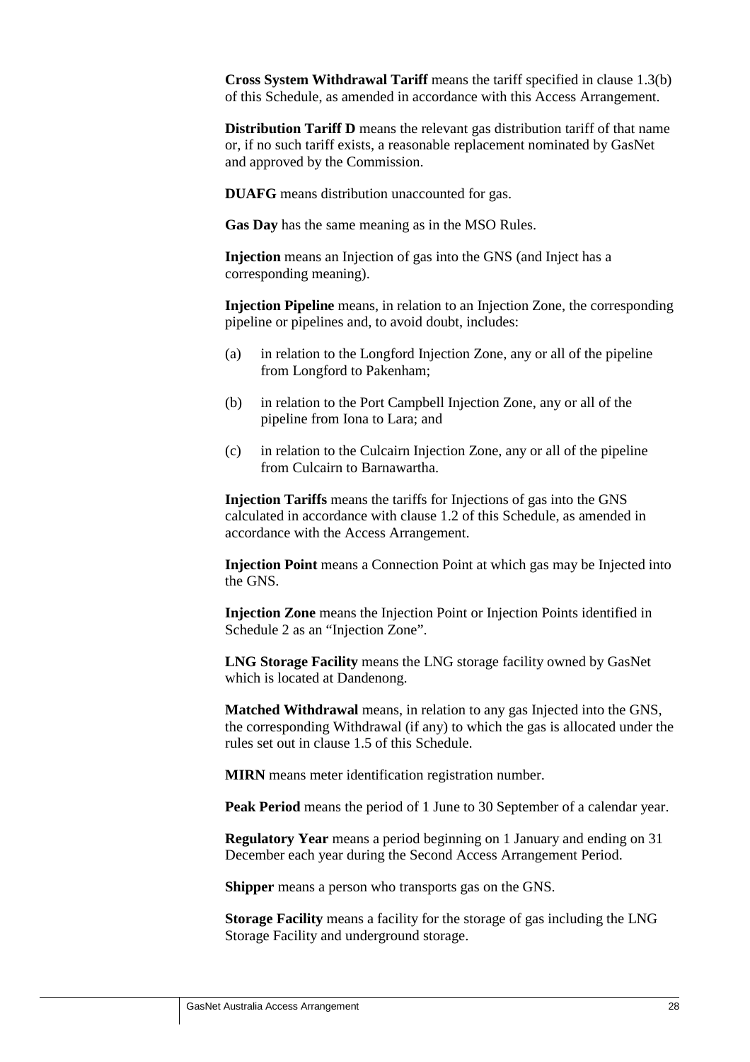**Cross System Withdrawal Tariff** means the tariff specified in clause 1.3(b) of this Schedule, as amended in accordance with this Access Arrangement.

**Distribution Tariff D** means the relevant gas distribution tariff of that name or, if no such tariff exists, a reasonable replacement nominated by GasNet and approved by the Commission.

**DUAFG** means distribution unaccounted for gas.

**Gas Day** has the same meaning as in the MSO Rules.

**Injection** means an Injection of gas into the GNS (and Inject has a corresponding meaning).

**Injection Pipeline** means, in relation to an Injection Zone, the corresponding pipeline or pipelines and, to avoid doubt, includes:

(a) in relation to the Longford Injection Zone, any or all of the pipeline from Longford to Pakenham;

(b) in relation to the Port Campbell Injection Zone, any or all of the pipeline from Iona to Lara; and

(c) in relation to the Culcairn Injection Zone, any or all of the pipeline from Culcairn to Barnawartha.

**Injection Tariffs** means the tariffs for Injections of gas into the GNS calculated in accordance with clause 1.2 of this Schedule, as amended in accordance with the Access Arrangement.

**Injection Point** means a Connection Point at which gas may be Injected into the GNS.

**Injection Zone** means the Injection Point or Injection Points identified in Schedule 2 as an "Injection Zone".

**LNG Storage Facility** means the LNG storage facility owned by GasNet which is located at Dandenong.

**Matched Withdrawal** means, in relation to any gas Injected into the GNS, the corresponding Withdrawal (if any) to which the gas is allocated under the rules set out in clause 1.5 of this Schedule.

**MIRN** means meter identification registration number.

**Peak Period** means the period of 1 June to 30 September of a calendar year.

**Regulatory Year** means a period beginning on 1 January and ending on 31 December each year during the Second Access Arrangement Period.

**Shipper** means a person who transports gas on the GNS.

**Storage Facility** means a facility for the storage of gas including the LNG Storage Facility and underground storage.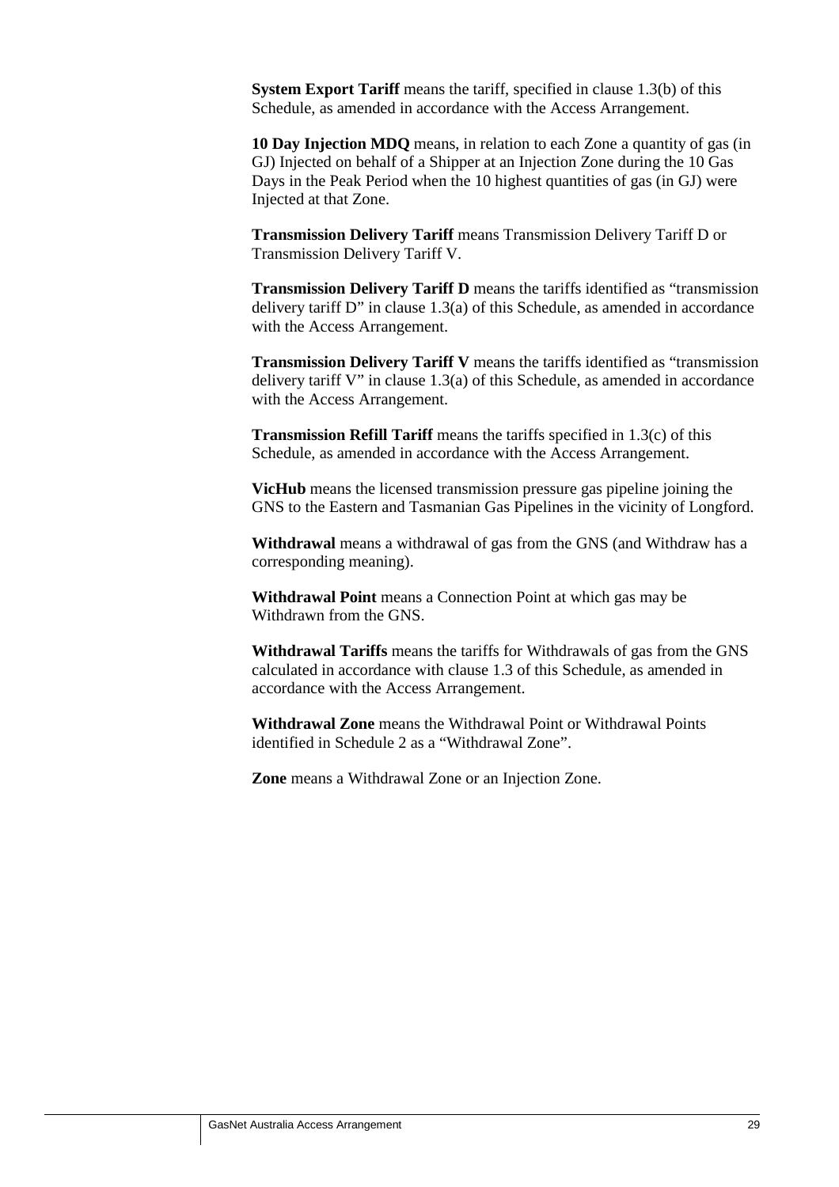**System Export Tariff** means the tariff, specified in clause 1.3(b) of this Schedule, as amended in accordance with the Access Arrangement.

**10 Day Injection MDQ** means, in relation to each Zone a quantity of gas (in GJ) Injected on behalf of a Shipper at an Injection Zone during the 10 Gas Days in the Peak Period when the 10 highest quantities of gas (in GJ) were Injected at that Zone.

**Transmission Delivery Tariff** means Transmission Delivery Tariff D or Transmission Delivery Tariff V.

**Transmission Delivery Tariff D** means the tariffs identified as "transmission delivery tariff D" in clause 1.3(a) of this Schedule, as amended in accordance with the Access Arrangement.

**Transmission Delivery Tariff V** means the tariffs identified as "transmission delivery tariff V" in clause 1.3(a) of this Schedule, as amended in accordance with the Access Arrangement.

**Transmission Refill Tariff** means the tariffs specified in 1.3(c) of this Schedule, as amended in accordance with the Access Arrangement.

**VicHub** means the licensed transmission pressure gas pipeline joining the GNS to the Eastern and Tasmanian Gas Pipelines in the vicinity of Longford.

**Withdrawal** means a withdrawal of gas from the GNS (and Withdraw has a corresponding meaning).

**Withdrawal Point** means a Connection Point at which gas may be Withdrawn from the GNS.

**Withdrawal Tariffs** means the tariffs for Withdrawals of gas from the GNS calculated in accordance with clause 1.3 of this Schedule, as amended in accordance with the Access Arrangement.

**Withdrawal Zone** means the Withdrawal Point or Withdrawal Points identified in Schedule 2 as a "Withdrawal Zone".

**Zone** means a Withdrawal Zone or an Injection Zone.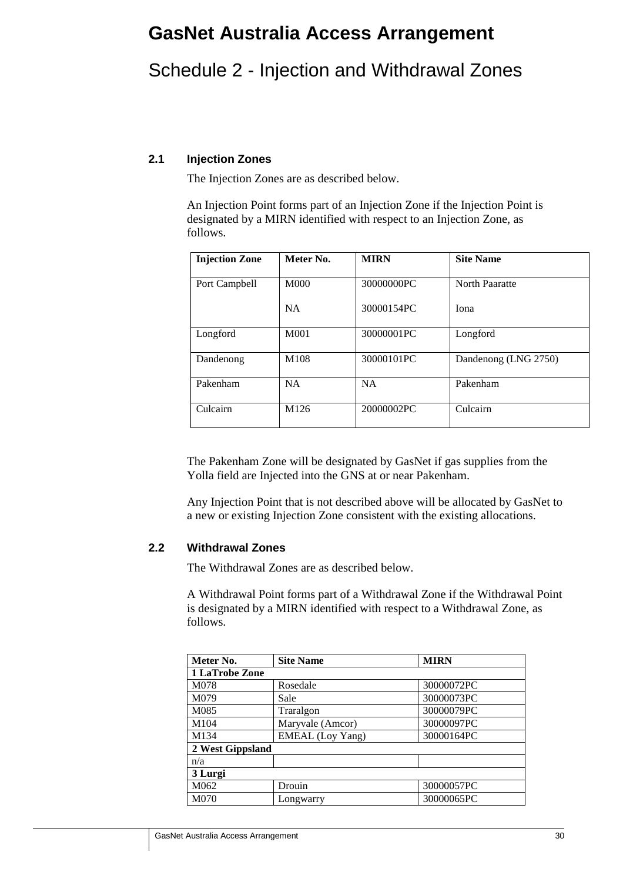# GasNet Australia Access Arrangement

## Schedule 2 - Injection and Withdrawal Zones

### 2.1 Injection Zones

The Injection Zones are as described below.

An Injection Point forms part of an Injection Zone if the Injection Point is designated by a MIRN identified with respect to an Injection Zone, as follows.

| Injection Zone | Meter No. | MIRN | Site Name |
|---|---|---|---|
| Port Campbell | M000<br>NA | 30000000PC<br>30000154PC | North Paaratte<br>Iona |
| Longford | M001 | 30000001PC | Longford |
| Dandenong | M108 | 30000101PC | Dandenong (LNG 2750) |
| Pakenham | NA | NA | Pakenham |
| Culcairn | M126 | 20000002PC | Culcairn |

The Pakenham Zone will be designated by GasNet if gas supplies from the Yolla field are Injected into the GNS at or near Pakenham.

Any Injection Point that is not described above will be allocated by GasNet to a new or existing Injection Zone consistent with the existing allocations.

### 2.2 Withdrawal Zones

The Withdrawal Zones are as described below.

A Withdrawal Point forms part of a Withdrawal Zone if the Withdrawal Point is designated by a MIRN identified with respect to a Withdrawal Zone, as follows.

| Meter No. | Site Name | MIRN |
|---|---|---|
| **1 LaTrobe Zone** | | |
| M078 | Rosedale | 30000072PC |
| M079 | Sale | 30000073PC |
| M085 | Traralgon | 30000079PC |
| M104 | Maryvale (Amcor) | 30000097PC |
| M134 | EMEAL (Loy Yang) | 30000164PC |
| **2 West Gippsland** | | |
| n/a | | |
| **3 Lurgi** | | |
| M062 | Drouin | 30000057PC |
| M070 | Longwarry | 30000065PC |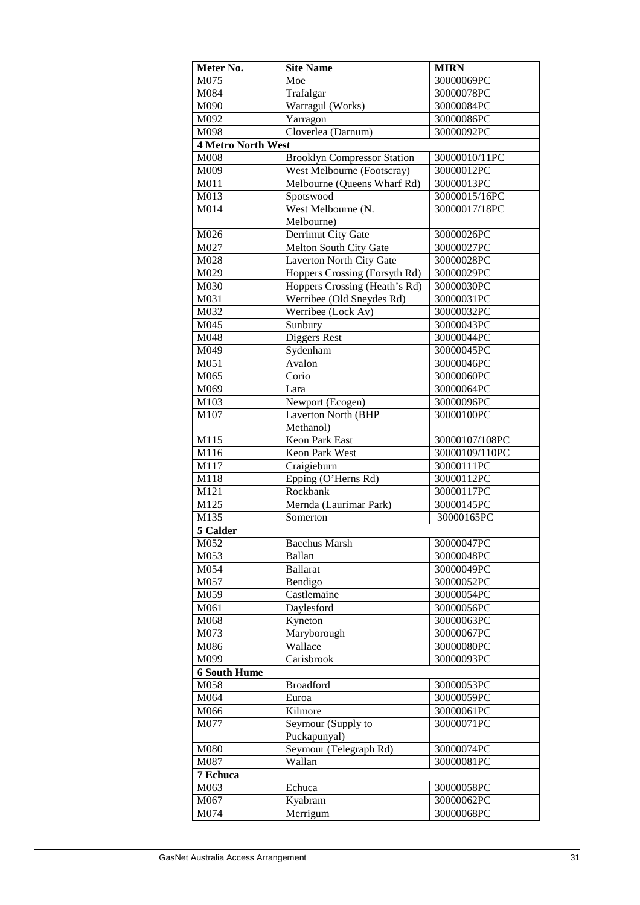| Meter No. | Site Name | MIRN |
| --- | --- | --- |
| M075 | Moe | 30000069PC |
| M084 | Trafalgar | 30000078PC |
| M090 | Warragul (Works) | 30000084PC |
| M092 | Yarragon | 30000086PC |
| M098 | Cloverlea (Darnum) | 30000092PC |
| **4 Metro North West** | | |
| M008 | Brooklyn Compressor Station | 30000010/11PC |
| M009 | West Melbourne (Footscray) | 30000012PC |
| M011 | Melbourne (Queens Wharf Rd) | 30000013PC |
| M013 | Spotswood | 30000015/16PC |
| M014 | West Melbourne (N. Melbourne) | 30000017/18PC |
| M026 | Derrimut City Gate | 30000026PC |
| M027 | Melton South City Gate | 30000027PC |
| M028 | Laverton North City Gate | 30000028PC |
| M029 | Hoppers Crossing (Forsyth Rd) | 30000029PC |
| M030 | Hoppers Crossing (Heath's Rd) | 30000030PC |
| M031 | Werribee (Old Sneydes Rd) | 30000031PC |
| M032 | Werribee (Lock Av) | 30000032PC |
| M045 | Sunbury | 30000043PC |
| M048 | Diggers Rest | 30000044PC |
| M049 | Sydenham | 30000045PC |
| M051 | Avalon | 30000046PC |
| M065 | Corio | 30000060PC |
| M069 | Lara | 30000064PC |
| M103 | Newport (Ecogen) | 30000096PC |
| M107 | Laverton North (BHP Methanol) | 30000100PC |
| M115 | Keon Park East | 30000107/108PC |
| M116 | Keon Park West | 30000109/110PC |
| M117 | Craigieburn | 30000111PC |
| M118 | Epping (O'Herns Rd) | 30000112PC |
| M121 | Rockbank | 30000117PC |
| M125 | Mernda (Laurimar Park) | 30000145PC |
| M135 | Somerton | 30000165PC |
| **5 Calder** | | |
| M052 | Bacchus Marsh | 30000047PC |
| M053 | Ballan | 30000048PC |
| M054 | Ballarat | 30000049PC |
| M057 | Bendigo | 30000052PC |
| M059 | Castlemaine | 30000054PC |
| M061 | Daylesford | 30000056PC |
| M068 | Kyneton | 30000063PC |
| M073 | Maryborough | 30000067PC |
| M086 | Wallace | 30000080PC |
| M099 | Carisbrook | 30000093PC |
| **6 South Hume** | | |
| M058 | Broadford | 30000053PC |
| M064 | Euroa | 30000059PC |
| M066 | Kilmore | 30000061PC |
| M077 | Seymour (Supply to Puckapunyal) | 30000071PC |
| M080 | Seymour (Telegraph Rd) | 30000074PC |
| M087 | Wallan | 30000081PC |
| **7 Echuca** | | |
| M063 | Echuca | 30000058PC |
| M067 | Kyabram | 30000062PC |
| M074 | Merrigum | 30000068PC |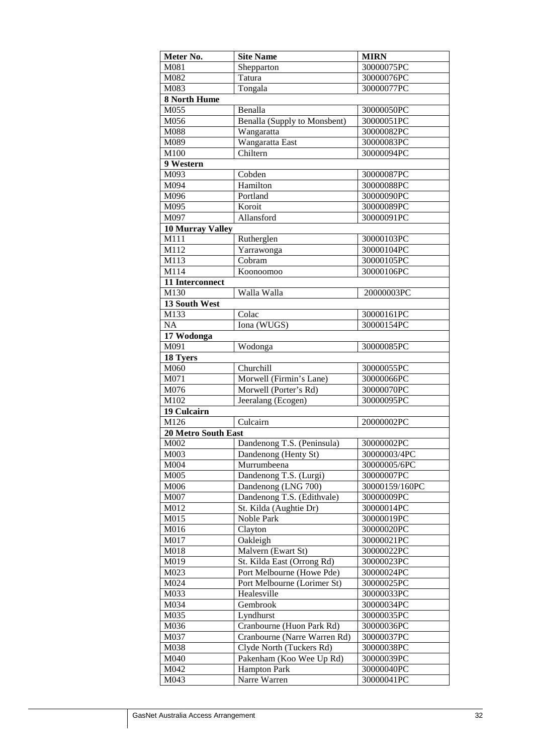| Meter No. | Site Name | MIRN |
|---|---|---|
| M081 | Shepparton | 30000075PC |
| M082 | Tatura | 30000076PC |
| M083 | Tongala | 30000077PC |
| **8 North Hume** | | |
| M055 | Benalla | 30000050PC |
| M056 | Benalla (Supply to Monsbent) | 30000051PC |
| M088 | Wangaratta | 30000082PC |
| M089 | Wangaratta East | 30000083PC |
| M100 | Chiltern | 30000094PC |
| **9 Western** | | |
| M093 | Cobden | 30000087PC |
| M094 | Hamilton | 30000088PC |
| M096 | Portland | 30000090PC |
| M095 | Koroit | 30000089PC |
| M097 | Allansford | 30000091PC |
| **10 Murray Valley** | | |
| M111 | Rutherglen | 30000103PC |
| M112 | Yarrawonga | 30000104PC |
| M113 | Cobram | 30000105PC |
| M114 | Koonoomoo | 30000106PC |
| **11 Interconnect** | | |
| M130 | Walla Walla | 20000003PC |
| **13 South West** | | |
| M133 | Colac | 30000161PC |
| NA | Iona (WUGS) | 30000154PC |
| **17 Wodonga** | | |
| M091 | Wodonga | 30000085PC |
| **18 Tyers** | | |
| M060 | Churchill | 30000055PC |
| M071 | Morwell (Firmin's Lane) | 30000066PC |
| M076 | Morwell (Porter's Rd) | 30000070PC |
| M102 | Jeeralang (Ecogen) | 30000095PC |
| **19 Culcairn** | | |
| M126 | Culcairn | 20000002PC |
| **20 Metro South East** | | |
| M002 | Dandenong T.S. (Peninsula) | 30000002PC |
| M003 | Dandenong (Henty St) | 30000003/4PC |
| M004 | Murrumbeena | 30000005/6PC |
| M005 | Dandenong T.S. (Lurgi) | 30000007PC |
| M006 | Dandenong (LNG 700) | 30000159/160PC |
| M007 | Dandenong T.S. (Edithvale) | 30000009PC |
| M012 | St. Kilda (Aughtie Dr) | 30000014PC |
| M015 | Noble Park | 30000019PC |
| M016 | Clayton | 30000020PC |
| M017 | Oakleigh | 30000021PC |
| M018 | Malvern (Ewart St) | 30000022PC |
| M019 | St. Kilda East (Orrong Rd) | 30000023PC |
| M023 | Port Melbourne (Howe Pde) | 30000024PC |
| M024 | Port Melbourne (Lorimer St) | 30000025PC |
| M033 | Healesville | 30000033PC |
| M034 | Gembrook | 30000034PC |
| M035 | Lyndhurst | 30000035PC |
| M036 | Cranbourne (Huon Park Rd) | 30000036PC |
| M037 | Cranbourne (Narre Warren Rd) | 30000037PC |
| M038 | Clyde North (Tuckers Rd) | 30000038PC |
| M040 | Pakenham (Koo Wee Up Rd) | 30000039PC |
| M042 | Hampton Park | 30000040PC |
| M043 | Narre Warren | 30000041PC |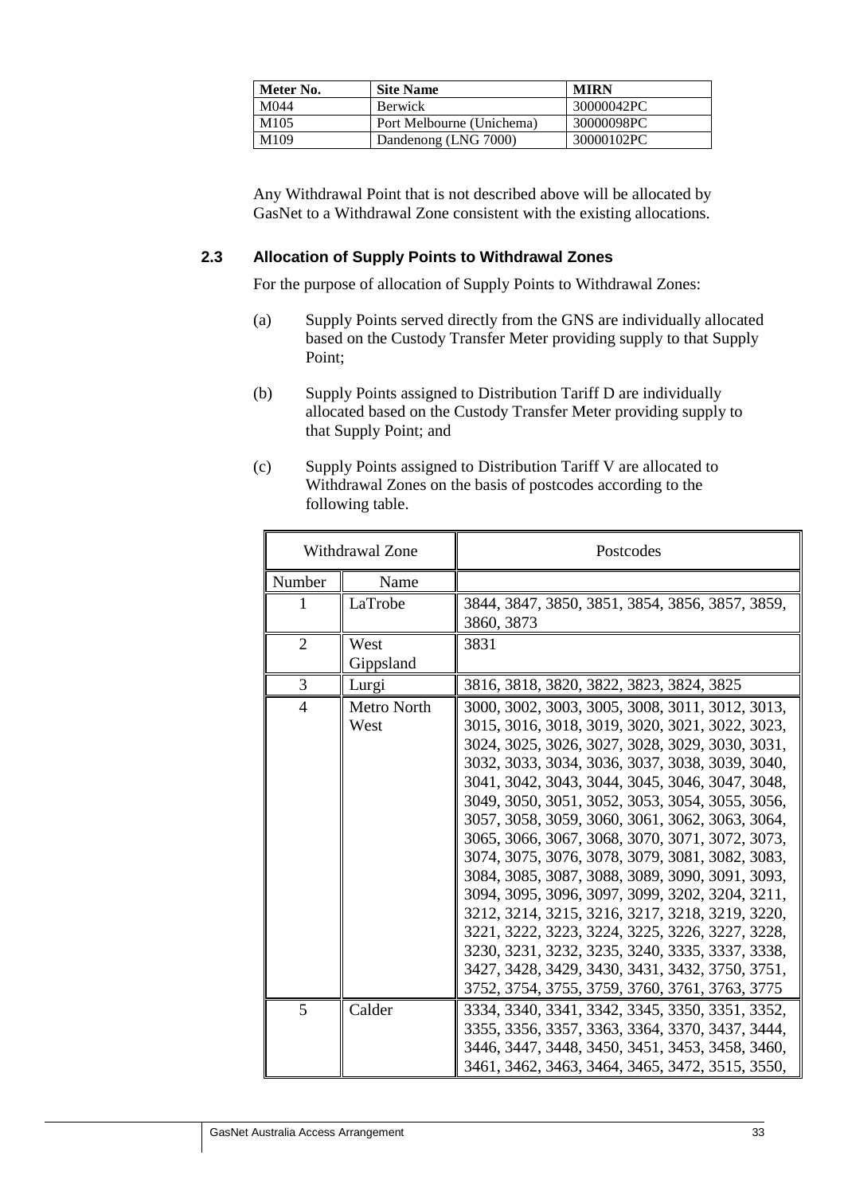| Meter No. | Site Name | MIRN |
|---|---|---|
| M044 | Berwick | 30000042PC |
| M105 | Port Melbourne (Unichema) | 30000098PC |
| M109 | Dandenong (LNG 7000) | 30000102PC |

Any Withdrawal Point that is not described above will be allocated by GasNet to a Withdrawal Zone consistent with the existing allocations.

## 2.3 Allocation of Supply Points to Withdrawal Zones

For the purpose of allocation of Supply Points to Withdrawal Zones:

(a) Supply Points served directly from the GNS are individually allocated based on the Custody Transfer Meter providing supply to that Supply Point;

(b) Supply Points assigned to Distribution Tariff D are individually allocated based on the Custody Transfer Meter providing supply to that Supply Point; and

(c) Supply Points assigned to Distribution Tariff V are allocated to Withdrawal Zones on the basis of postcodes according to the following table.

| Withdrawal Zone | | Postcodes |
|---|---|---|
| Number | Name | |
| 1 | LaTrobe | 3844, 3847, 3850, 3851, 3854, 3856, 3857, 3859, 3860, 3873 |
| 2 | West Gippsland | 3831 |
| 3 | Lurgi | 3816, 3818, 3820, 3822, 3823, 3824, 3825 |
| 4 | Metro North West | 3000, 3002, 3003, 3005, 3008, 3011, 3012, 3013, 3015, 3016, 3018, 3019, 3020, 3021, 3022, 3023, 3024, 3025, 3026, 3027, 3028, 3029, 3030, 3031, 3032, 3033, 3034, 3036, 3037, 3038, 3039, 3040, 3041, 3042, 3043, 3044, 3045, 3046, 3047, 3048, 3049, 3050, 3051, 3052, 3053, 3054, 3055, 3056, 3057, 3058, 3059, 3060, 3061, 3062, 3063, 3064, 3065, 3066, 3067, 3068, 3070, 3071, 3072, 3073, 3074, 3075, 3076, 3078, 3079, 3081, 3082, 3083, 3084, 3085, 3087, 3088, 3089, 3090, 3091, 3093, 3094, 3095, 3096, 3097, 3099, 3202, 3204, 3211, 3212, 3214, 3215, 3216, 3217, 3218, 3219, 3220, 3221, 3222, 3223, 3224, 3225, 3226, 3227, 3228, 3230, 3231, 3232, 3235, 3240, 3335, 3337, 3338, 3427, 3428, 3429, 3430, 3431, 3432, 3750, 3751, 3752, 3754, 3755, 3759, 3760, 3761, 3763, 3775 |
| 5 | Calder | 3334, 3340, 3341, 3342, 3345, 3350, 3351, 3352, 3355, 3356, 3357, 3363, 3364, 3370, 3437, 3444, 3446, 3447, 3448, 3450, 3451, 3453, 3458, 3460, 3461, 3462, 3463, 3464, 3465, 3472, 3515, 3550, |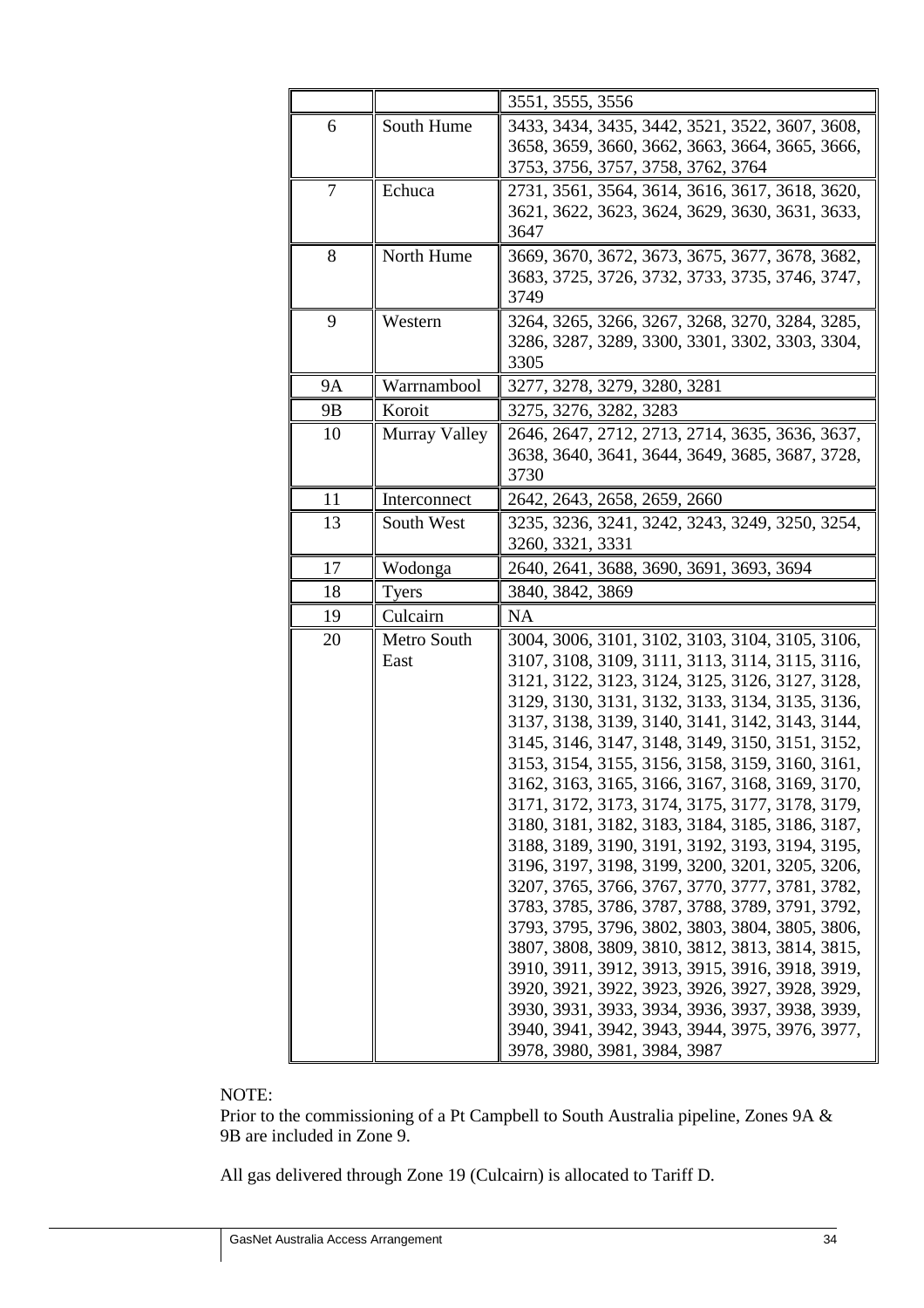| | | |
|---|---|---|
| | | 3551, 3555, 3556 |
| 6 | South Hume | 3433, 3434, 3435, 3442, 3521, 3522, 3607, 3608, 3658, 3659, 3660, 3662, 3663, 3664, 3665, 3666, 3753, 3756, 3757, 3758, 3762, 3764 |
| 7 | Echuca | 2731, 3561, 3564, 3614, 3616, 3617, 3618, 3620, 3621, 3622, 3623, 3624, 3629, 3630, 3631, 3633, 3647 |
| 8 | North Hume | 3669, 3670, 3672, 3673, 3675, 3677, 3678, 3682, 3683, 3725, 3726, 3732, 3733, 3735, 3746, 3747, 3749 |
| 9 | Western | 3264, 3265, 3266, 3267, 3268, 3270, 3284, 3285, 3286, 3287, 3289, 3300, 3301, 3302, 3303, 3304, 3305 |
| 9A | Warrnambool | 3277, 3278, 3279, 3280, 3281 |
| 9B | Koroit | 3275, 3276, 3282, 3283 |
| 10 | Murray Valley | 2646, 2647, 2712, 2713, 2714, 3635, 3636, 3637, 3638, 3640, 3641, 3644, 3649, 3685, 3687, 3728, 3730 |
| 11 | Interconnect | 2642, 2643, 2658, 2659, 2660 |
| 13 | South West | 3235, 3236, 3241, 3242, 3243, 3249, 3250, 3254, 3260, 3321, 3331 |
| 17 | Wodonga | 2640, 2641, 3688, 3690, 3691, 3693, 3694 |
| 18 | Tyers | 3840, 3842, 3869 |
| 19 | Culcairn | NA |
| 20 | Metro South East | 3004, 3006, 3101, 3102, 3103, 3104, 3105, 3106, 3107, 3108, 3109, 3111, 3113, 3114, 3115, 3116, 3121, 3122, 3123, 3124, 3125, 3126, 3127, 3128, 3129, 3130, 3131, 3132, 3133, 3134, 3135, 3136, 3137, 3138, 3139, 3140, 3141, 3142, 3143, 3144, 3145, 3146, 3147, 3148, 3149, 3150, 3151, 3152, 3153, 3154, 3155, 3156, 3158, 3159, 3160, 3161, 3162, 3163, 3165, 3166, 3167, 3168, 3169, 3170, 3171, 3172, 3173, 3174, 3175, 3177, 3178, 3179, 3180, 3181, 3182, 3183, 3184, 3185, 3186, 3187, 3188, 3189, 3190, 3191, 3192, 3193, 3194, 3195, 3196, 3197, 3198, 3199, 3200, 3201, 3205, 3206, 3207, 3765, 3766, 3767, 3770, 3777, 3781, 3782, 3783, 3785, 3786, 3787, 3788, 3789, 3791, 3792, 3793, 3795, 3796, 3802, 3803, 3804, 3805, 3806, 3807, 3808, 3809, 3810, 3812, 3813, 3814, 3815, 3910, 3911, 3912, 3913, 3915, 3916, 3918, 3919, 3920, 3921, 3922, 3923, 3926, 3927, 3928, 3929, 3930, 3931, 3933, 3934, 3936, 3937, 3938, 3939, 3940, 3941, 3942, 3943, 3944, 3975, 3976, 3977, 3978, 3980, 3981, 3984, 3987 |

NOTE:
Prior to the commissioning of a Pt Campbell to South Australia pipeline, Zones 9A & 9B are included in Zone 9.

All gas delivered through Zone 19 (Culcairn) is allocated to Tariff D.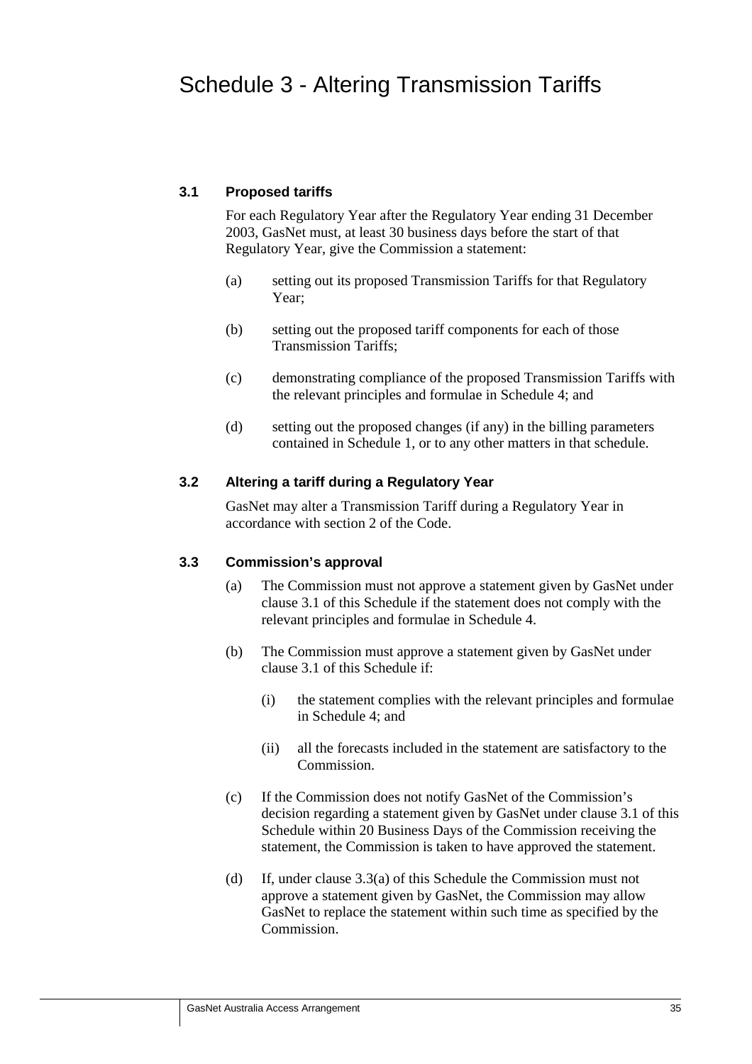# Schedule 3 - Altering Transmission Tariffs

### 3.1 Proposed tariffs

For each Regulatory Year after the Regulatory Year ending 31 December 2003, GasNet must, at least 30 business days before the start of that Regulatory Year, give the Commission a statement:

(a) setting out its proposed Transmission Tariffs for that Regulatory Year;

(b) setting out the proposed tariff components for each of those Transmission Tariffs;

(c) demonstrating compliance of the proposed Transmission Tariffs with the relevant principles and formulae in Schedule 4; and

(d) setting out the proposed changes (if any) in the billing parameters contained in Schedule 1, or to any other matters in that schedule.

### 3.2 Altering a tariff during a Regulatory Year

GasNet may alter a Transmission Tariff during a Regulatory Year in accordance with section 2 of the Code.

### 3.3 Commission's approval

(a) The Commission must not approve a statement given by GasNet under clause 3.1 of this Schedule if the statement does not comply with the relevant principles and formulae in Schedule 4.

(b) The Commission must approve a statement given by GasNet under clause 3.1 of this Schedule if:

(i) the statement complies with the relevant principles and formulae in Schedule 4; and

(ii) all the forecasts included in the statement are satisfactory to the Commission.

(c) If the Commission does not notify GasNet of the Commission's decision regarding a statement given by GasNet under clause 3.1 of this Schedule within 20 Business Days of the Commission receiving the statement, the Commission is taken to have approved the statement.

(d) If, under clause 3.3(a) of this Schedule the Commission must not approve a statement given by GasNet, the Commission may allow GasNet to replace the statement within such time as specified by the Commission.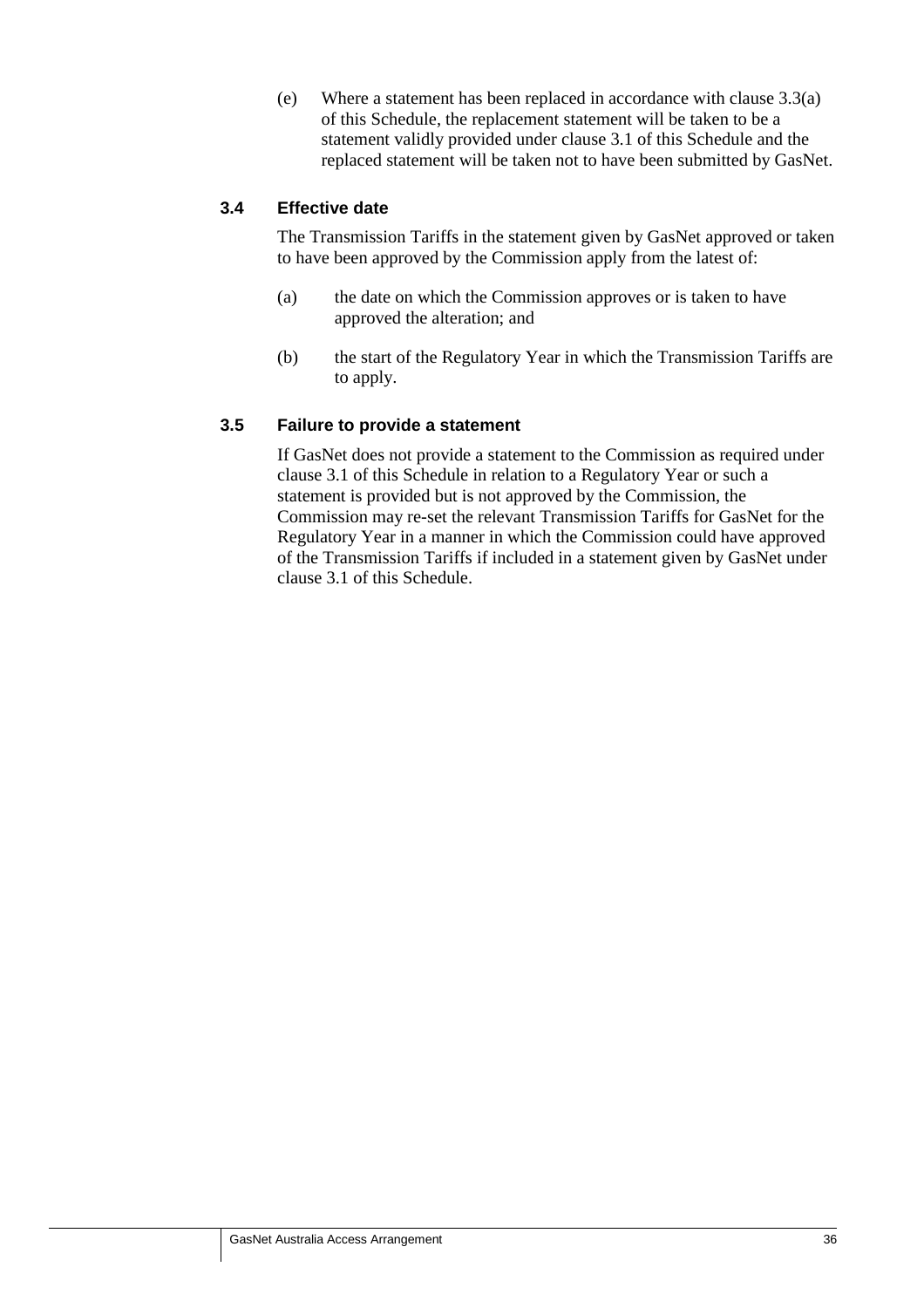(e) Where a statement has been replaced in accordance with clause 3.3(a) of this Schedule, the replacement statement will be taken to be a statement validly provided under clause 3.1 of this Schedule and the replaced statement will be taken not to have been submitted by GasNet.

### 3.4 Effective date

The Transmission Tariffs in the statement given by GasNet approved or taken to have been approved by the Commission apply from the latest of:

(a) the date on which the Commission approves or is taken to have approved the alteration; and

(b) the start of the Regulatory Year in which the Transmission Tariffs are to apply.

### 3.5 Failure to provide a statement

If GasNet does not provide a statement to the Commission as required under clause 3.1 of this Schedule in relation to a Regulatory Year or such a statement is provided but is not approved by the Commission, the Commission may re-set the relevant Transmission Tariffs for GasNet for the Regulatory Year in a manner in which the Commission could have approved of the Transmission Tariffs if included in a statement given by GasNet under clause 3.1 of this Schedule.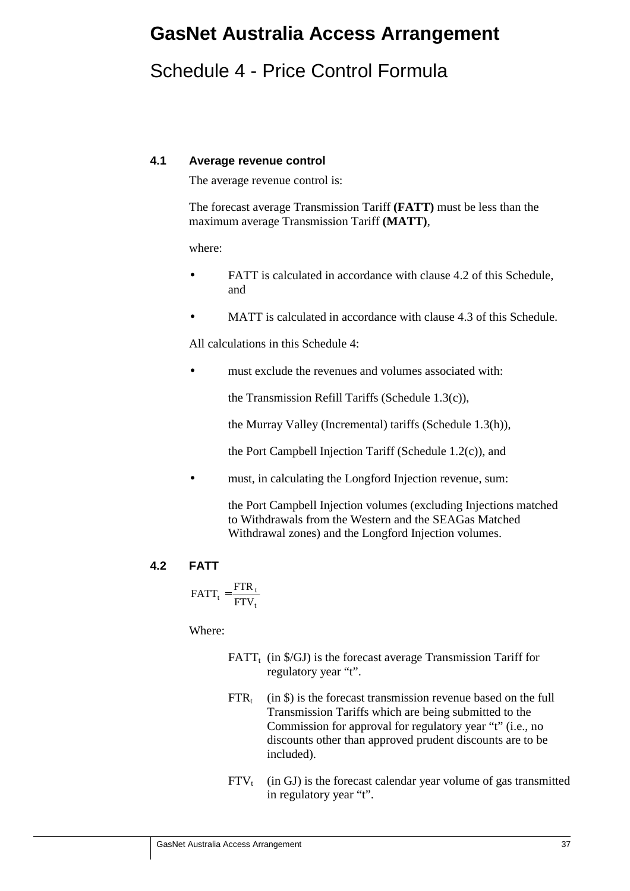# GasNet Australia Access Arrangement

## Schedule 4 - Price Control Formula

### 4.1 Average revenue control

The average revenue control is:

The forecast average Transmission Tariff **(FATT)** must be less than the maximum average Transmission Tariff **(MATT)**,

where:

- FATT is calculated in accordance with clause 4.2 of this Schedule, and
- MATT is calculated in accordance with clause 4.3 of this Schedule.

All calculations in this Schedule 4:

- must exclude the revenues and volumes associated with:

  the Transmission Refill Tariffs (Schedule 1.3(c)),

  the Murray Valley (Incremental) tariffs (Schedule 1.3(h)),

  the Port Campbell Injection Tariff (Schedule 1.2(c)), and

- must, in calculating the Longford Injection revenue, sum:

  the Port Campbell Injection volumes (excluding Injections matched to Withdrawals from the Western and the SEAGas Matched Withdrawal zones) and the Longford Injection volumes.

### 4.2 FATT

$$FATT_t = \frac{FTR_t}{FTV_t}$$

Where:

$FATT_t$ (in $/GJ) is the forecast average Transmission Tariff for regulatory year “t”.

$FTR_t$ (in $) is the forecast transmission revenue based on the full Transmission Tariffs which are being submitted to the Commission for approval for regulatory year “t” (i.e., no discounts other than approved prudent discounts are to be included).

$FTV_t$ (in GJ) is the forecast calendar year volume of gas transmitted in regulatory year “t”.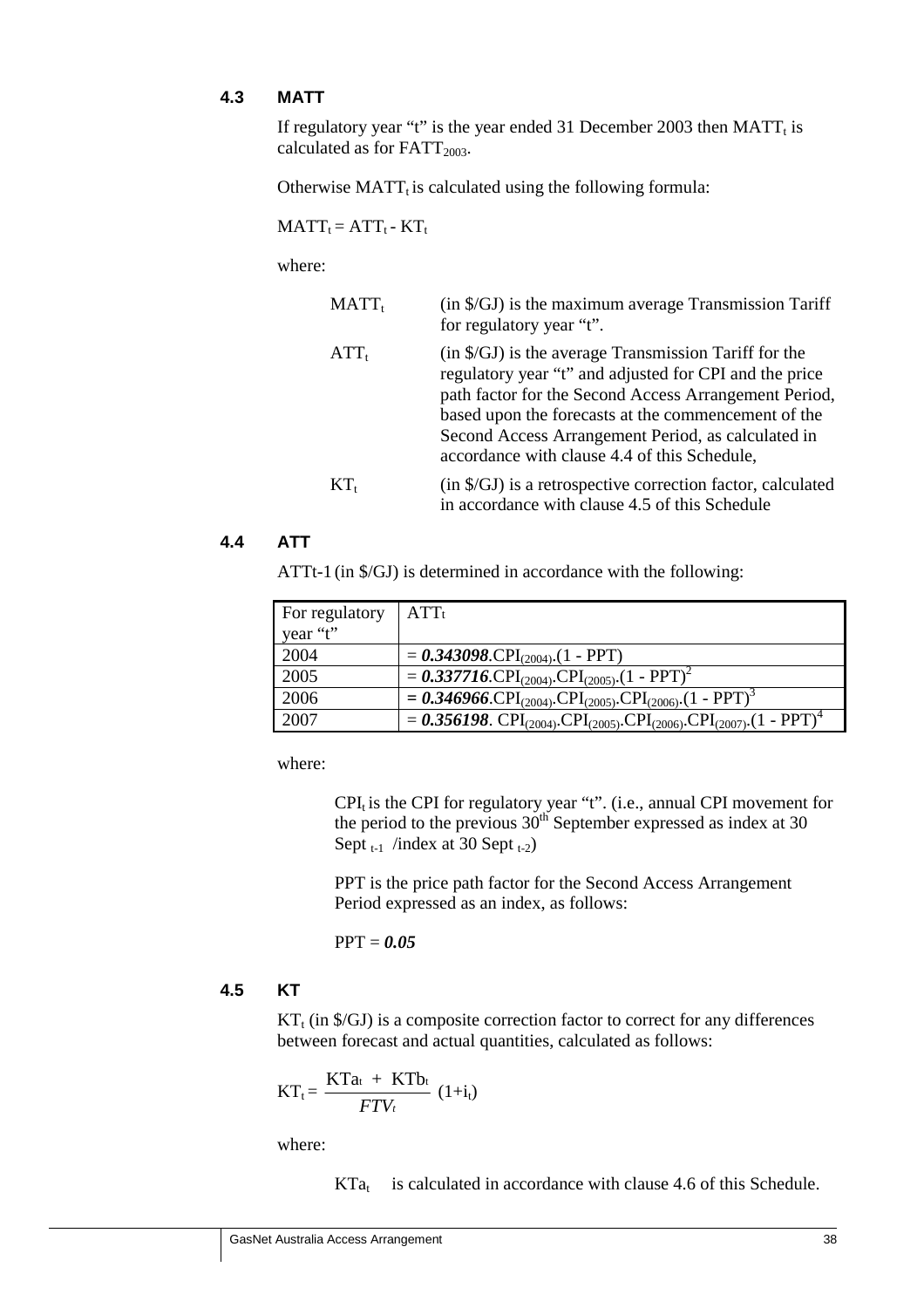### 4.3 MATT

If regulatory year "t" is the year ended 31 December 2003 then $MATT_t$ is calculated as for $FATT_{2003}$.

Otherwise $MATT_t$ is calculated using the following formula:

$MATT_t = ATT_t - KT_t$

where:

| | |
|---|---|
| $MATT_t$ | (in $/GJ) is the maximum average Transmission Tariff for regulatory year "t". |
| $ATT_t$ | (in $/GJ) is the average Transmission Tariff for the regulatory year "t" and adjusted for CPI and the price path factor for the Second Access Arrangement Period, based upon the forecasts at the commencement of the Second Access Arrangement Period, as calculated in accordance with clause 4.4 of this Schedule, |
| $KT_t$ | (in $/GJ) is a retrospective correction factor, calculated in accordance with clause 4.5 of this Schedule |

### 4.4 ATT

ATTt-1 (in $/GJ) is determined in accordance with the following:

| For regulatory year "t" | $ATT_t$ |
|---|---|
| 2004 | $= \boldsymbol{0.343098}.CPI_{(2004)}.(1 - PPT)$ |
| 2005 | $= \boldsymbol{0.337716}.CPI_{(2004)}.CPI_{(2005)}.(1 - PPT)^2$ |
| 2006 | $= \boldsymbol{0.346966}.CPI_{(2004)}.CPI_{(2005)}.CPI_{(2006)}.(1 - PPT)^3$ |
| 2007 | $= \boldsymbol{0.356198}.CPI_{(2004)}.CPI_{(2005)}.CPI_{(2006)}.CPI_{(2007)}.(1 - PPT)^4$ |

where:

$CPI_t$ is the CPI for regulatory year "t". (i.e., annual CPI movement for the period to the previous 30th September expressed as index at 30 Sept $_{t-1}$ /index at 30 Sept $_{t-2}$)

PPT is the price path factor for the Second Access Arrangement Period expressed as an index, as follows:

PPT = ***0.05***

### 4.5 KT

$KT_t$ (in $/GJ) is a composite correction factor to correct for any differences between forecast and actual quantities, calculated as follows:

$$KT_t = \frac{KTa_t + KTb_t}{FTV_t}(1+i_t)$$

where:

$KTa_t$ is calculated in accordance with clause 4.6 of this Schedule.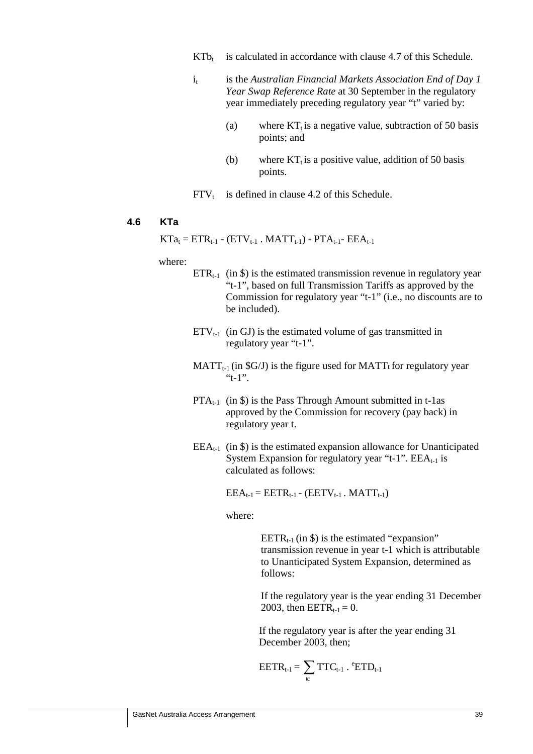$KTb_t$ is calculated in accordance with clause 4.7 of this Schedule.

$i_t$ is the *Australian Financial Markets Association End of Day 1 Year Swap Reference Rate* at 30 September in the regulatory year immediately preceding regulatory year "t" varied by:

(a) where $KT_t$ is a negative value, subtraction of 50 basis points; and

(b) where $KT_t$ is a positive value, addition of 50 basis points.

$FTV_t$ is defined in clause 4.2 of this Schedule.

### 4.6 KTa

$$KTa_t = ETR_{t-1} - (ETV_{t-1} \,.\, MATT_{t-1}) - PTA_{t-1} - EEA_{t-1}$$

where:

$ETR_{t-1}$ (in \$) is the estimated transmission revenue in regulatory year "t-1", based on full Transmission Tariffs as approved by the Commission for regulatory year "t-1" (i.e., no discounts are to be included).

$ETV_{t-1}$ (in GJ) is the estimated volume of gas transmitted in regulatory year "t-1".

$MATT_{t-1}$ (in \$G/J) is the figure used for $MATT_t$ for regulatory year "t-1".

$PTA_{t-1}$ (in \$) is the Pass Through Amount submitted in t-1as approved by the Commission for recovery (pay back) in regulatory year t.

$EEA_{t-1}$ (in \$) is the estimated expansion allowance for Unanticipated System Expansion for regulatory year "t-1". $EEA_{t-1}$ is calculated as follows:

$$EEA_{t-1} = EETR_{t-1} - (EETV_{t-1} \,.\, MATT_{t-1})$$

where:

$EETR_{t-1}$ (in \$) is the estimated "expansion" transmission revenue in year t-1 which is attributable to Unanticipated System Expansion, determined as follows:

If the regulatory year is the year ending 31 December 2003, then $EETR_{t-1} = 0$.

If the regulatory year is after the year ending 31 December 2003, then;

$$EETR_{t-1} = \sum_{tc} TTC_{t-1} \,.\, {}^{e}ETD_{t-1}$$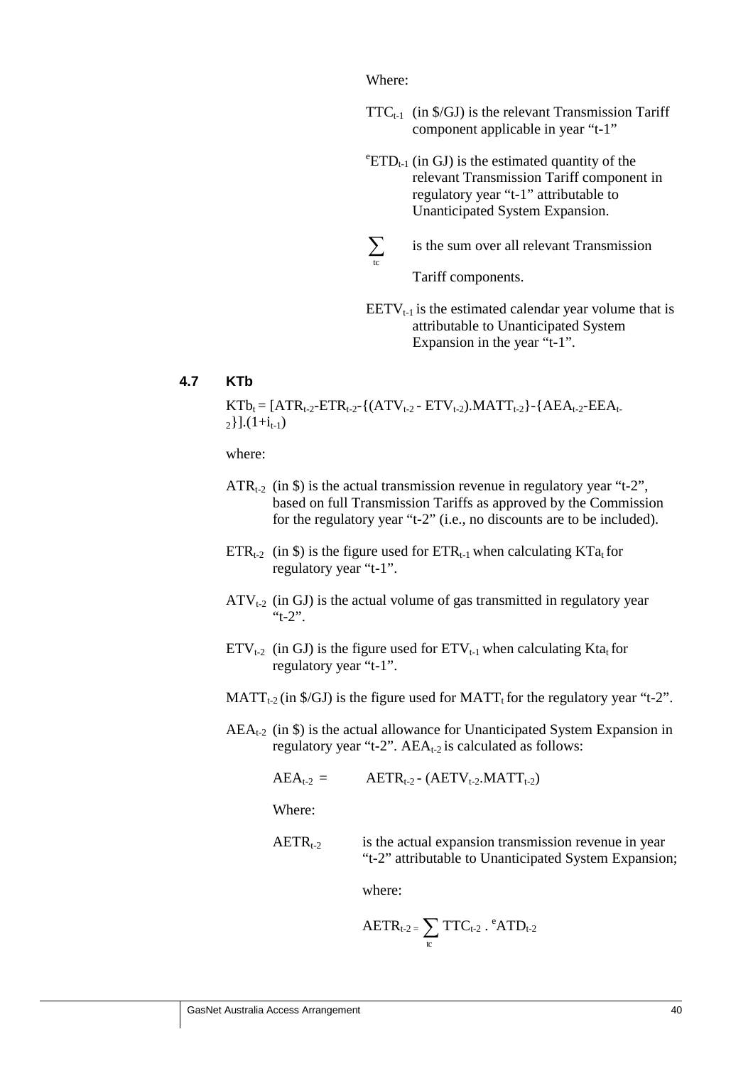Where:

$TTC_{t-1}$ (in \$/GJ) is the relevant Transmission Tariff component applicable in year "t-1"

${}^{e}ETD_{t-1}$ (in GJ) is the estimated quantity of the relevant Transmission Tariff component in regulatory year "t-1" attributable to Unanticipated System Expansion.

$\sum_{tc}$ is the sum over all relevant Transmission Tariff components.

$EETV_{t-1}$ is the estimated calendar year volume that is attributable to Unanticipated System Expansion in the year "t-1".

### 4.7 KTb

$$KTb_t = [ATR_{t-2} - ETR_{t-2} - \{(ATV_{t-2} - ETV_{t-2}).MATT_{t-2}\} - \{AEA_{t-2} - EEA_{t-2}\}].(1+i_{t-1})$$

where:

$ATR_{t-2}$ (in \$) is the actual transmission revenue in regulatory year "t-2", based on full Transmission Tariffs as approved by the Commission for the regulatory year "t-2" (i.e., no discounts are to be included).

$ETR_{t-2}$ (in \$) is the figure used for $ETR_{t-1}$ when calculating $KTa_t$ for regulatory year "t-1".

$ATV_{t-2}$ (in GJ) is the actual volume of gas transmitted in regulatory year "t-2".

$ETV_{t-2}$ (in GJ) is the figure used for $ETV_{t-1}$ when calculating $Kta_t$ for regulatory year "t-1".

$MATT_{t-2}$ (in \$/GJ) is the figure used for $MATT_t$ for the regulatory year "t-2".

$AEA_{t-2}$ (in \$) is the actual allowance for Unanticipated System Expansion in regulatory year "t-2". $AEA_{t-2}$ is calculated as follows:

$$AEA_{t-2} = AETR_{t-2} - (AETV_{t-2}.MATT_{t-2})$$

Where:

$AETR_{t-2}$ is the actual expansion transmission revenue in year "t-2" attributable to Unanticipated System Expansion;

where:

$$AETR_{t-2} = \sum_{tc} TTC_{t-2} \;.\; {}^{e}ATD_{t-2}$$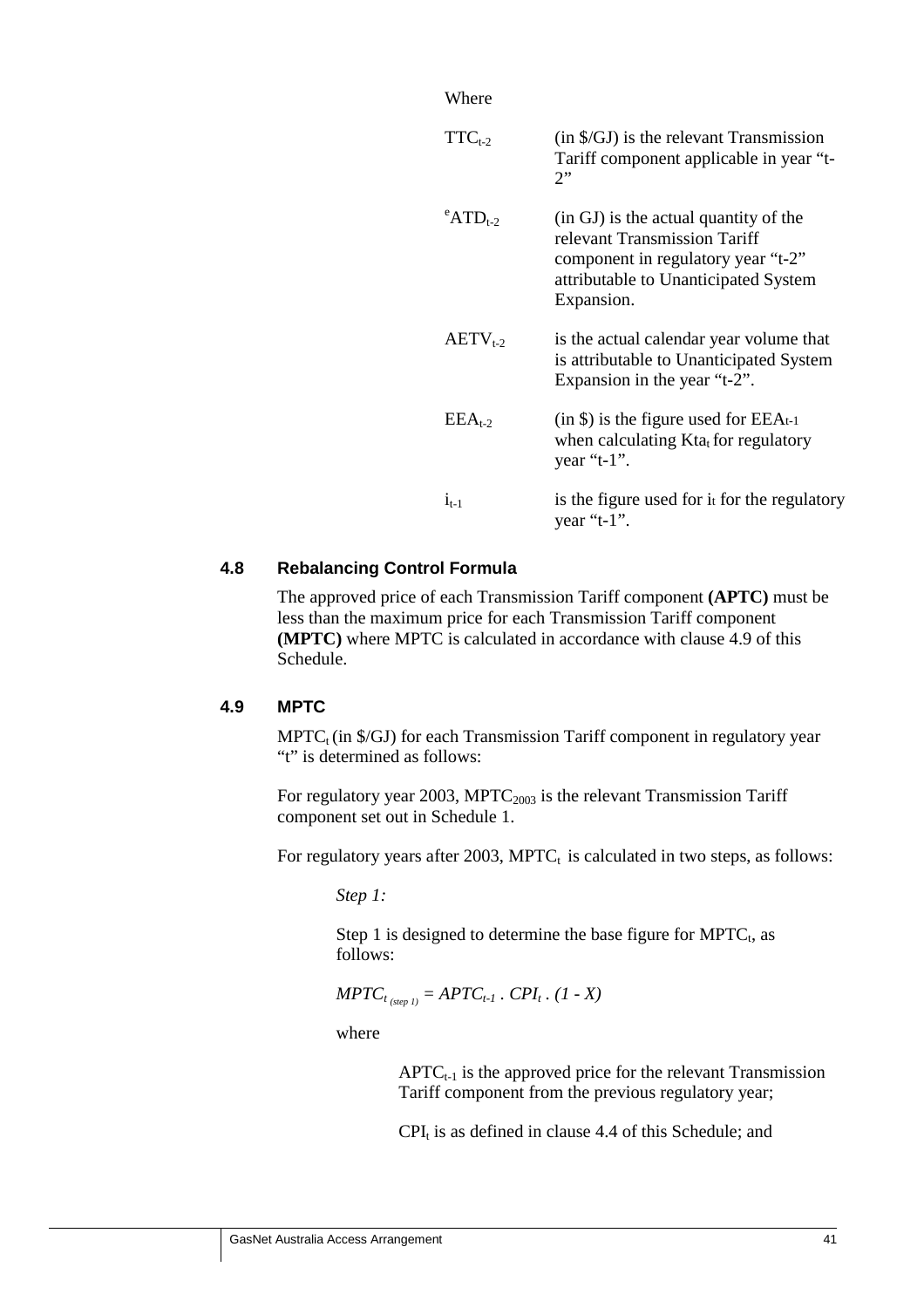Where

| | |
|---|---|
| $TTC_{t-2}$ | (in \$/GJ) is the relevant Transmission Tariff component applicable in year "t-2" |
| $^{e}ATD_{t-2}$ | (in GJ) is the actual quantity of the relevant Transmission Tariff component in regulatory year "t-2" attributable to Unanticipated System Expansion. |
| $AETV_{t-2}$ | is the actual calendar year volume that is attributable to Unanticipated System Expansion in the year "t-2". |
| $EEA_{t-2}$ | (in \$) is the figure used for $EEA_{t-1}$ when calculating $Kta_t$ for regulatory year "t-1". |
| $i_{t-1}$ | is the figure used for $i_t$ for the regulatory year "t-1". |

### 4.8 Rebalancing Control Formula

The approved price of each Transmission Tariff component **(APTC)** must be less than the maximum price for each Transmission Tariff component **(MPTC)** where MPTC is calculated in accordance with clause 4.9 of this Schedule.

### 4.9 MPTC

$MPTC_t$ (in \$/GJ) for each Transmission Tariff component in regulatory year "t" is determined as follows:

For regulatory year 2003, $MPTC_{2003}$ is the relevant Transmission Tariff component set out in Schedule 1.

For regulatory years after 2003, $MPTC_t$ is calculated in two steps, as follows:

*Step 1:*

Step 1 is designed to determine the base figure for $MPTC_t$, as follows:

$$MPTC_{t\,(step\ 1)} = APTC_{t-1} \cdot CPI_t \cdot (1 - X)$$

where

$APTC_{t-1}$ is the approved price for the relevant Transmission Tariff component from the previous regulatory year;

$CPI_t$ is as defined in clause 4.4 of this Schedule; and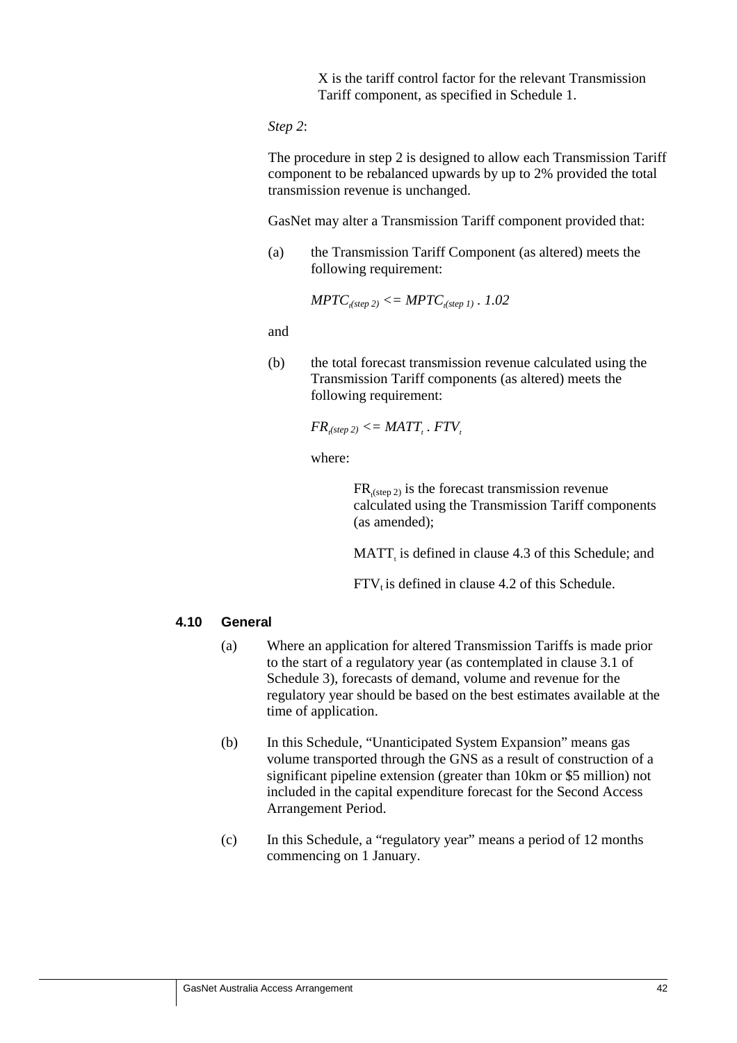X is the tariff control factor for the relevant Transmission Tariff component, as specified in Schedule 1.

*Step 2*:

The procedure in step 2 is designed to allow each Transmission Tariff component to be rebalanced upwards by up to 2% provided the total transmission revenue is unchanged.

GasNet may alter a Transmission Tariff component provided that:

(a) the Transmission Tariff Component (as altered) meets the following requirement:

$$MPTC_{t(step\ 2)} <= MPTC_{t(step\ 1)} \ . \ 1.02$$

and

(b) the total forecast transmission revenue calculated using the Transmission Tariff components (as altered) meets the following requirement:

$$FR_{t(step\ 2)} <= MATT_t \ . \ FTV_t$$

where:

$FR_{t(step\ 2)}$ is the forecast transmission revenue calculated using the Transmission Tariff components (as amended);

$MATT_t$ is defined in clause 4.3 of this Schedule; and

$FTV_t$ is defined in clause 4.2 of this Schedule.

### 4.10 General

(a) Where an application for altered Transmission Tariffs is made prior to the start of a regulatory year (as contemplated in clause 3.1 of Schedule 3), forecasts of demand, volume and revenue for the regulatory year should be based on the best estimates available at the time of application.

(b) In this Schedule, "Unanticipated System Expansion" means gas volume transported through the GNS as a result of construction of a significant pipeline extension (greater than 10km or $5 million) not included in the capital expenditure forecast for the Second Access Arrangement Period.

(c) In this Schedule, a "regulatory year" means a period of 12 months commencing on 1 January.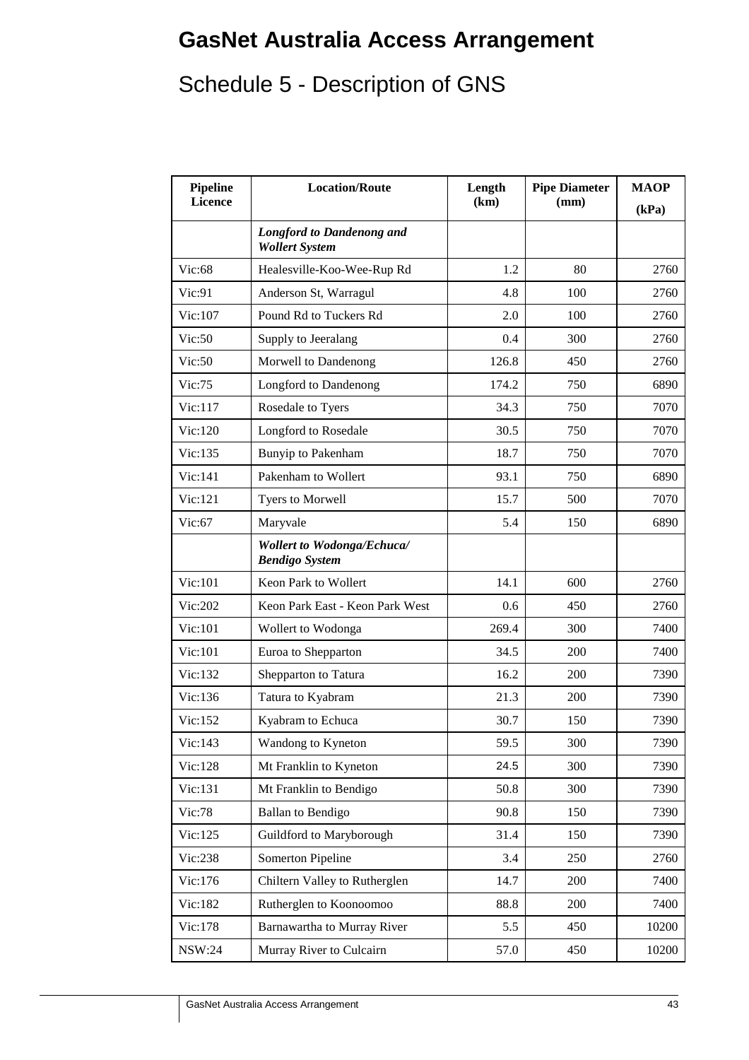# GasNet Australia Access Arrangement

## Schedule 5 - Description of GNS

| Pipeline Licence | Location/Route | Length (km) | Pipe Diameter (mm) | MAOP (kPa) |
|---|---|---|---|---|
| | ***Longford to Dandenong and Wollert System*** | | | |
| Vic:68 | Healesville-Koo-Wee-Rup Rd | 1.2 | 80 | 2760 |
| Vic:91 | Anderson St, Warragul | 4.8 | 100 | 2760 |
| Vic:107 | Pound Rd to Tuckers Rd | 2.0 | 100 | 2760 |
| Vic:50 | Supply to Jeeralang | 0.4 | 300 | 2760 |
| Vic:50 | Morwell to Dandenong | 126.8 | 450 | 2760 |
| Vic:75 | Longford to Dandenong | 174.2 | 750 | 6890 |
| Vic:117 | Rosedale to Tyers | 34.3 | 750 | 7070 |
| Vic:120 | Longford to Rosedale | 30.5 | 750 | 7070 |
| Vic:135 | Bunyip to Pakenham | 18.7 | 750 | 7070 |
| Vic:141 | Pakenham to Wollert | 93.1 | 750 | 6890 |
| Vic:121 | Tyers to Morwell | 15.7 | 500 | 7070 |
| Vic:67 | Maryvale | 5.4 | 150 | 6890 |
| | ***Wollert to Wodonga/Echuca/ Bendigo System*** | | | |
| Vic:101 | Keon Park to Wollert | 14.1 | 600 | 2760 |
| Vic:202 | Keon Park East - Keon Park West | 0.6 | 450 | 2760 |
| Vic:101 | Wollert to Wodonga | 269.4 | 300 | 7400 |
| Vic:101 | Euroa to Shepparton | 34.5 | 200 | 7400 |
| Vic:132 | Shepparton to Tatura | 16.2 | 200 | 7390 |
| Vic:136 | Tatura to Kyabram | 21.3 | 200 | 7390 |
| Vic:152 | Kyabram to Echuca | 30.7 | 150 | 7390 |
| Vic:143 | Wandong to Kyneton | 59.5 | 300 | 7390 |
| Vic:128 | Mt Franklin to Kyneton | 24.5 | 300 | 7390 |
| Vic:131 | Mt Franklin to Bendigo | 50.8 | 300 | 7390 |
| Vic:78 | Ballan to Bendigo | 90.8 | 150 | 7390 |
| Vic:125 | Guildford to Maryborough | 31.4 | 150 | 7390 |
| Vic:238 | Somerton Pipeline | 3.4 | 250 | 2760 |
| Vic:176 | Chiltern Valley to Rutherglen | 14.7 | 200 | 7400 |
| Vic:182 | Rutherglen to Koonoomoo | 88.8 | 200 | 7400 |
| Vic:178 | Barnawartha to Murray River | 5.5 | 450 | 10200 |
| NSW:24 | Murray River to Culcairn | 57.0 | 450 | 10200 |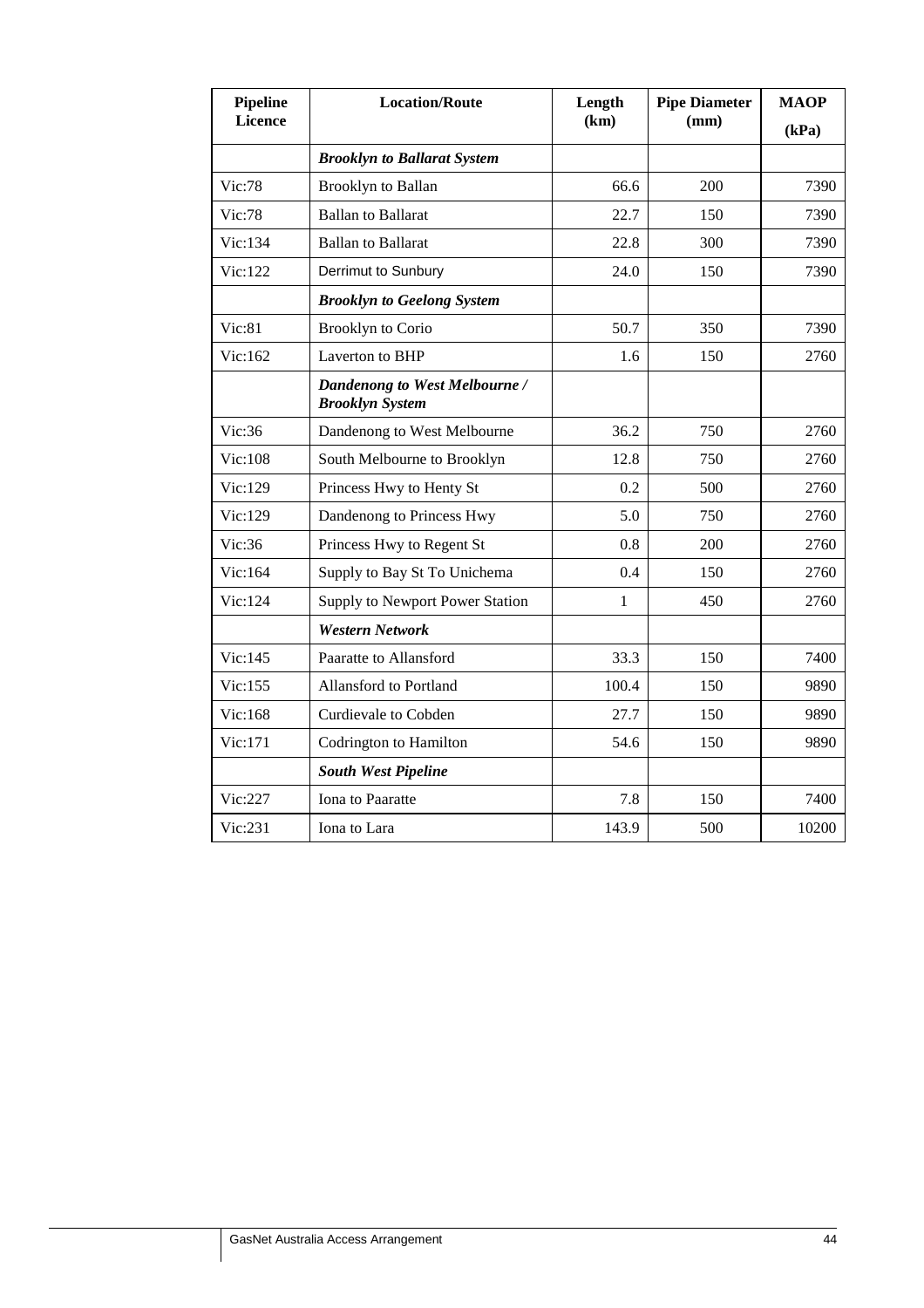| Pipeline Licence | Location/Route | Length (km) | Pipe Diameter (mm) | MAOP (kPa) |
|---|---|---|---|---|
| | ***Brooklyn to Ballarat System*** | | | |
| Vic:78 | Brooklyn to Ballan | 66.6 | 200 | 7390 |
| Vic:78 | Ballan to Ballarat | 22.7 | 150 | 7390 |
| Vic:134 | Ballan to Ballarat | 22.8 | 300 | 7390 |
| Vic:122 | Derrimut to Sunbury | 24.0 | 150 | 7390 |
| | ***Brooklyn to Geelong System*** | | | |
| Vic:81 | Brooklyn to Corio | 50.7 | 350 | 7390 |
| Vic:162 | Laverton to BHP | 1.6 | 150 | 2760 |
| | ***Dandenong to West Melbourne / Brooklyn System*** | | | |
| Vic:36 | Dandenong to West Melbourne | 36.2 | 750 | 2760 |
| Vic:108 | South Melbourne to Brooklyn | 12.8 | 750 | 2760 |
| Vic:129 | Princess Hwy to Henty St | 0.2 | 500 | 2760 |
| Vic:129 | Dandenong to Princess Hwy | 5.0 | 750 | 2760 |
| Vic:36 | Princess Hwy to Regent St | 0.8 | 200 | 2760 |
| Vic:164 | Supply to Bay St To Unichema | 0.4 | 150 | 2760 |
| Vic:124 | Supply to Newport Power Station | 1 | 450 | 2760 |
| | ***Western Network*** | | | |
| Vic:145 | Paaratte to Allansford | 33.3 | 150 | 7400 |
| Vic:155 | Allansford to Portland | 100.4 | 150 | 9890 |
| Vic:168 | Curdievale to Cobden | 27.7 | 150 | 9890 |
| Vic:171 | Codrington to Hamilton | 54.6 | 150 | 9890 |
| | ***South West Pipeline*** | | | |
| Vic:227 | Iona to Paaratte | 7.8 | 150 | 7400 |
| Vic:231 | Iona to Lara | 143.9 | 500 | 10200 |